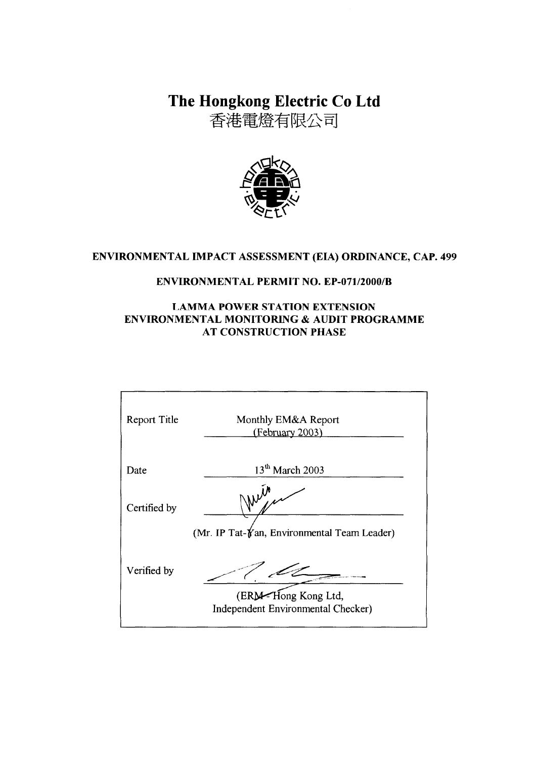# The Hongkong Electric Co Ltd
# 香港電燈有限公司

**ENVIRONMENTAL IMPACT ASSESSMENT (EIA) ORDINANCE, CAP. 499**

**ENVIRONMENTAL PERMIT NO. EP-071/2000/B**

**LAMMA POWER STATION EXTENSION**
**ENVIRONMENTAL MONITORING & AUDIT PROGRAMME**
**AT CONSTRUCTION PHASE**

| | |
|---|---|
| Report Title | Monthly EM&A Report (February 2003) |
| Date | 13th March 2003 |
| Certified by | (Mr. IP Tat-Yan, Environmental Team Leader) |
| Verified by | (ERM - Hong Kong Ltd, Independent Environmental Checker) |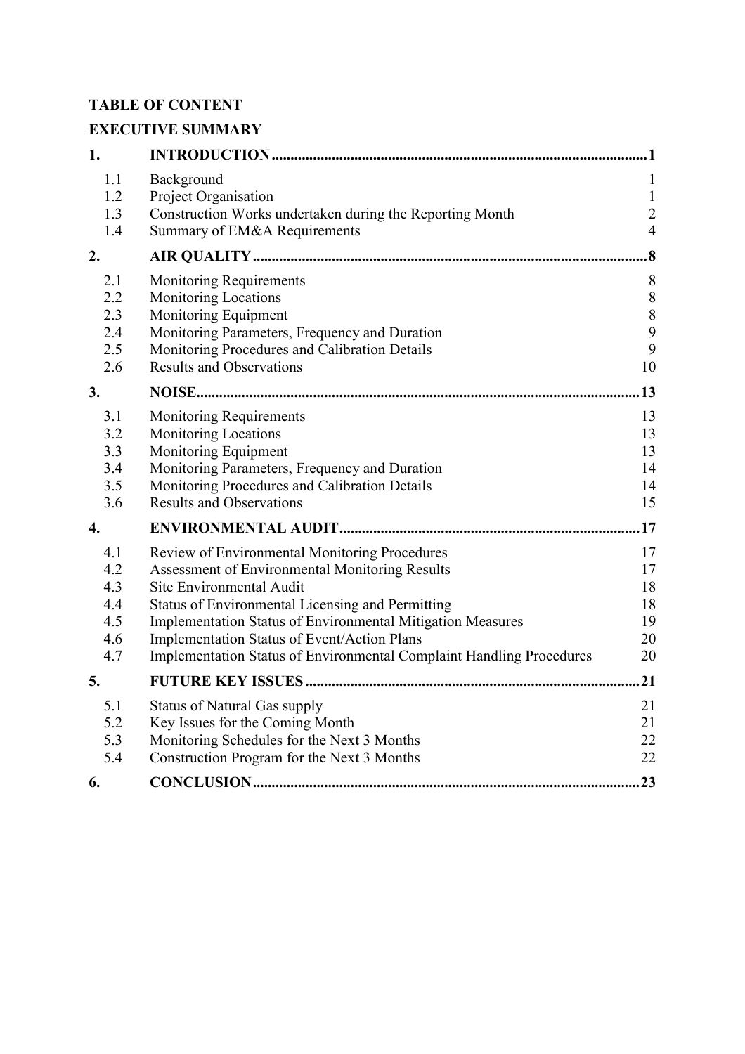**TABLE OF CONTENT**

**EXECUTIVE SUMMARY**

| | | |
|---|---|---|
| **1.** | **INTRODUCTION** | **1** |
| 1.1 | Background | 1 |
| 1.2 | Project Organisation | 1 |
| 1.3 | Construction Works undertaken during the Reporting Month | 2 |
| 1.4 | Summary of EM&A Requirements | 4 |
| **2.** | **AIR QUALITY** | **8** |
| 2.1 | Monitoring Requirements | 8 |
| 2.2 | Monitoring Locations | 8 |
| 2.3 | Monitoring Equipment | 8 |
| 2.4 | Monitoring Parameters, Frequency and Duration | 9 |
| 2.5 | Monitoring Procedures and Calibration Details | 9 |
| 2.6 | Results and Observations | 10 |
| **3.** | **NOISE** | **13** |
| 3.1 | Monitoring Requirements | 13 |
| 3.2 | Monitoring Locations | 13 |
| 3.3 | Monitoring Equipment | 13 |
| 3.4 | Monitoring Parameters, Frequency and Duration | 14 |
| 3.5 | Monitoring Procedures and Calibration Details | 14 |
| 3.6 | Results and Observations | 15 |
| **4.** | **ENVIRONMENTAL AUDIT** | **17** |
| 4.1 | Review of Environmental Monitoring Procedures | 17 |
| 4.2 | Assessment of Environmental Monitoring Results | 17 |
| 4.3 | Site Environmental Audit | 18 |
| 4.4 | Status of Environmental Licensing and Permitting | 18 |
| 4.5 | Implementation Status of Environmental Mitigation Measures | 19 |
| 4.6 | Implementation Status of Event/Action Plans | 20 |
| 4.7 | Implementation Status of Environmental Complaint Handling Procedures | 20 |
| **5.** | **FUTURE KEY ISSUES** | **21** |
| 5.1 | Status of Natural Gas supply | 21 |
| 5.2 | Key Issues for the Coming Month | 21 |
| 5.3 | Monitoring Schedules for the Next 3 Months | 22 |
| 5.4 | Construction Program for the Next 3 Months | 22 |
| **6.** | **CONCLUSION** | **23** |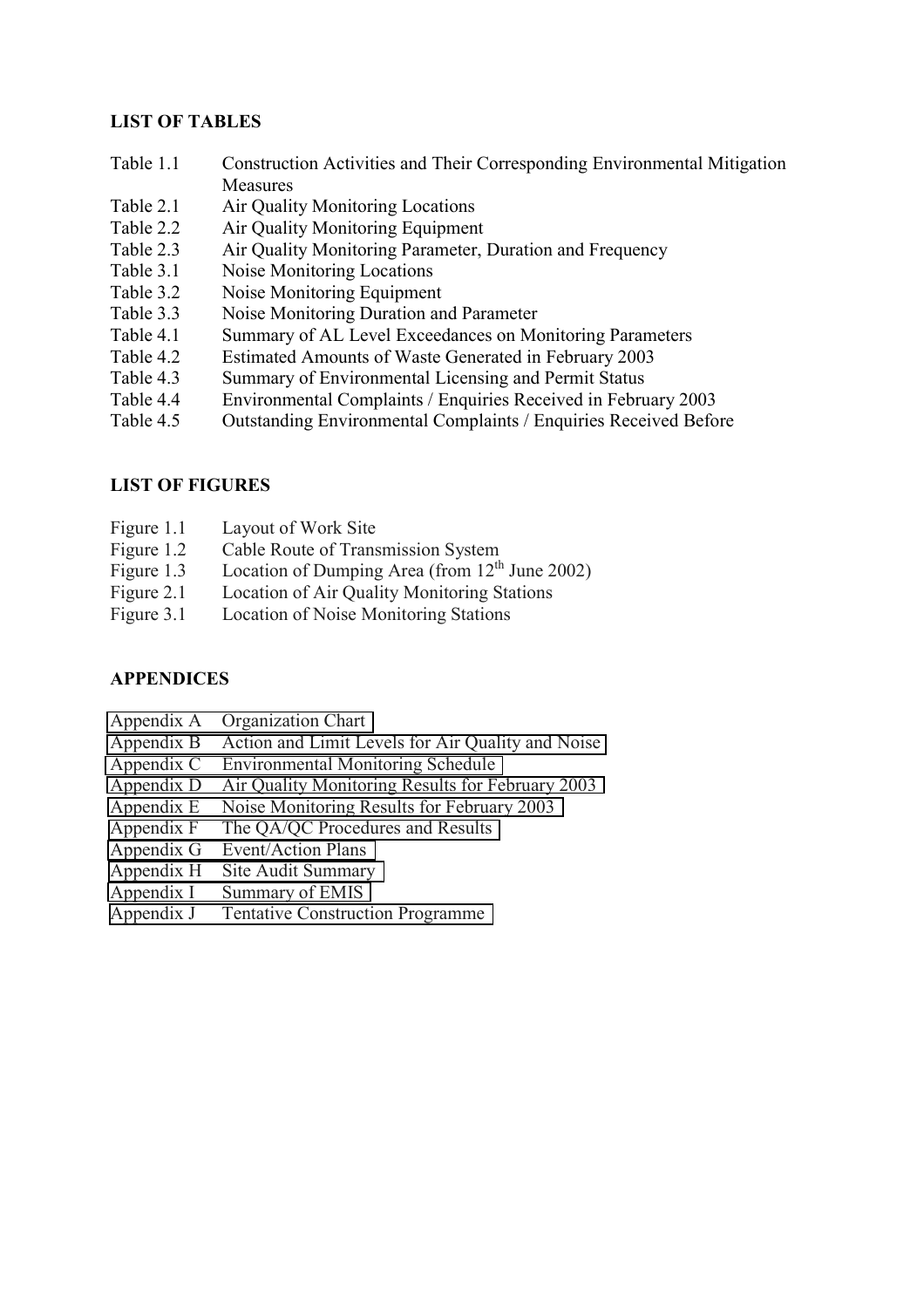**LIST OF TABLES**

| | |
|---|---|
| Table 1.1 | Construction Activities and Their Corresponding Environmental Mitigation Measures |
| Table 2.1 | Air Quality Monitoring Locations |
| Table 2.2 | Air Quality Monitoring Equipment |
| Table 2.3 | Air Quality Monitoring Parameter, Duration and Frequency |
| Table 3.1 | Noise Monitoring Locations |
| Table 3.2 | Noise Monitoring Equipment |
| Table 3.3 | Noise Monitoring Duration and Parameter |
| Table 4.1 | Summary of AL Level Exceedances on Monitoring Parameters |
| Table 4.2 | Estimated Amounts of Waste Generated in February 2003 |
| Table 4.3 | Summary of Environmental Licensing and Permit Status |
| Table 4.4 | Environmental Complaints / Enquiries Received in February 2003 |
| Table 4.5 | Outstanding Environmental Complaints / Enquiries Received Before |

**LIST OF FIGURES**

| | |
|---|---|
| Figure 1.1 | Layout of Work Site |
| Figure 1.2 | Cable Route of Transmission System |
| Figure 1.3 | Location of Dumping Area (from 12th June 2002) |
| Figure 2.1 | Location of Air Quality Monitoring Stations |
| Figure 3.1 | Location of Noise Monitoring Stations |

**APPENDICES**

| | |
|---|---|
| Appendix A | Organization Chart |
| Appendix B | Action and Limit Levels for Air Quality and Noise |
| Appendix C | Environmental Monitoring Schedule |
| Appendix D | Air Quality Monitoring Results for February 2003 |
| Appendix E | Noise Monitoring Results for February 2003 |
| Appendix F | The QA/QC Procedures and Results |
| Appendix G | Event/Action Plans |
| Appendix H | Site Audit Summary |
| Appendix I | Summary of EMIS |
| Appendix J | Tentative Construction Programme |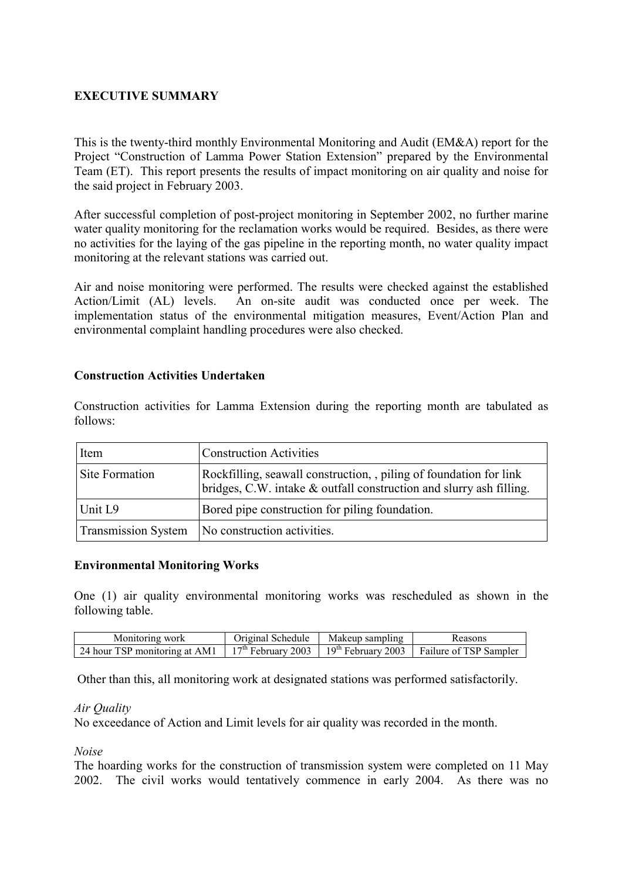**EXECUTIVE SUMMARY**

This is the twenty-third monthly Environmental Monitoring and Audit (EM&A) report for the Project "Construction of Lamma Power Station Extension" prepared by the Environmental Team (ET). This report presents the results of impact monitoring on air quality and noise for the said project in February 2003.

After successful completion of post-project monitoring in September 2002, no further marine water quality monitoring for the reclamation works would be required. Besides, as there were no activities for the laying of the gas pipeline in the reporting month, no water quality impact monitoring at the relevant stations was carried out.

Air and noise monitoring were performed. The results were checked against the established Action/Limit (AL) levels. An on-site audit was conducted once per week. The implementation status of the environmental mitigation measures, Event/Action Plan and environmental complaint handling procedures were also checked.

**Construction Activities Undertaken**

Construction activities for Lamma Extension during the reporting month are tabulated as follows:

| Item | Construction Activities |
|---|---|
| Site Formation | Rockfilling, seawall construction, , piling of foundation for link bridges, C.W. intake & outfall construction and slurry ash filling. |
| Unit L9 | Bored pipe construction for piling foundation. |
| Transmission System | No construction activities. |

**Environmental Monitoring Works**

One (1) air quality environmental monitoring works was rescheduled as shown in the following table.

| Monitoring work | Original Schedule | Makeup sampling | Reasons |
|---|---|---|---|
| 24 hour TSP monitoring at AM1 | 17th February 2003 | 19th February 2003 | Failure of TSP Sampler |

Other than this, all monitoring work at designated stations was performed satisfactorily.

*Air Quality*

No exceedance of Action and Limit levels for air quality was recorded in the month.

*Noise*

The hoarding works for the construction of transmission system were completed on 11 May 2002. The civil works would tentatively commence in early 2004. As there was no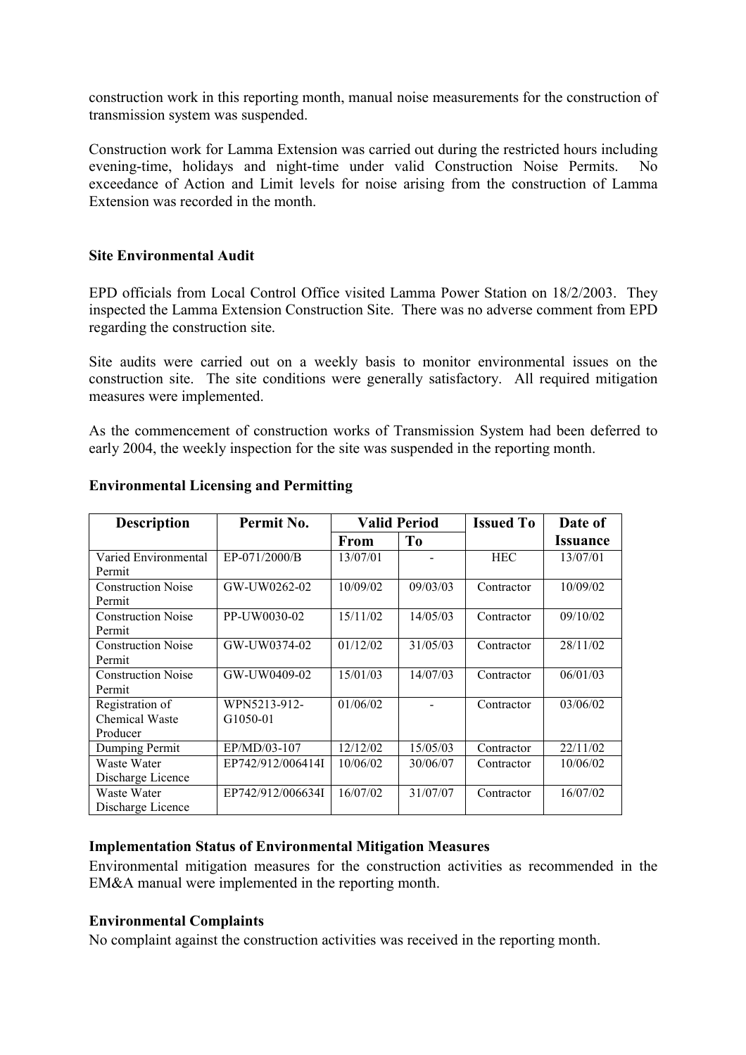construction work in this reporting month, manual noise measurements for the construction of transmission system was suspended.

Construction work for Lamma Extension was carried out during the restricted hours including evening-time, holidays and night-time under valid Construction Noise Permits. No exceedance of Action and Limit levels for noise arising from the construction of Lamma Extension was recorded in the month.

**Site Environmental Audit**

EPD officials from Local Control Office visited Lamma Power Station on 18/2/2003. They inspected the Lamma Extension Construction Site. There was no adverse comment from EPD regarding the construction site.

Site audits were carried out on a weekly basis to monitor environmental issues on the construction site. The site conditions were generally satisfactory. All required mitigation measures were implemented.

As the commencement of construction works of Transmission System had been deferred to early 2004, the weekly inspection for the site was suspended in the reporting month.

**Environmental Licensing and Permitting**

| Description | Permit No. | Valid Period | | Issued To | Date of |
|---|---|---|---|---|---|
| | | From | To | | Issuance |
| Varied Environmental Permit | EP-071/2000/B | 13/07/01 | - | HEC | 13/07/01 |
| Construction Noise Permit | GW-UW0262-02 | 10/09/02 | 09/03/03 | Contractor | 10/09/02 |
| Construction Noise Permit | PP-UW0030-02 | 15/11/02 | 14/05/03 | Contractor | 09/10/02 |
| Construction Noise Permit | GW-UW0374-02 | 01/12/02 | 31/05/03 | Contractor | 28/11/02 |
| Construction Noise Permit | GW-UW0409-02 | 15/01/03 | 14/07/03 | Contractor | 06/01/03 |
| Registration of Chemical Waste Producer | WPN5213-912-G1050-01 | 01/06/02 | - | Contractor | 03/06/02 |
| Dumping Permit | EP/MD/03-107 | 12/12/02 | 15/05/03 | Contractor | 22/11/02 |
| Waste Water Discharge Licence | EP742/912/006414I | 10/06/02 | 30/06/07 | Contractor | 10/06/02 |
| Waste Water Discharge Licence | EP742/912/006634I | 16/07/02 | 31/07/07 | Contractor | 16/07/02 |

**Implementation Status of Environmental Mitigation Measures**

Environmental mitigation measures for the construction activities as recommended in the EM&A manual were implemented in the reporting month.

**Environmental Complaints**

No complaint against the construction activities was received in the reporting month.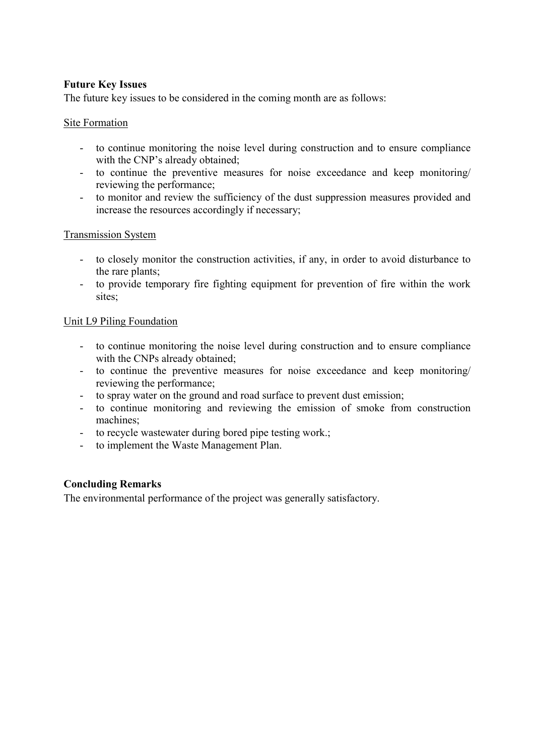**Future Key Issues**

The future key issues to be considered in the coming month are as follows:

<u>Site Formation</u>

- to continue monitoring the noise level during construction and to ensure compliance with the CNP's already obtained;
- to continue the preventive measures for noise exceedance and keep monitoring/ reviewing the performance;
- to monitor and review the sufficiency of the dust suppression measures provided and increase the resources accordingly if necessary;

<u>Transmission System</u>

- to closely monitor the construction activities, if any, in order to avoid disturbance to the rare plants;
- to provide temporary fire fighting equipment for prevention of fire within the work sites;

<u>Unit L9 Piling Foundation</u>

- to continue monitoring the noise level during construction and to ensure compliance with the CNPs already obtained;
- to continue the preventive measures for noise exceedance and keep monitoring/ reviewing the performance;
- to spray water on the ground and road surface to prevent dust emission;
- to continue monitoring and reviewing the emission of smoke from construction machines;
- to recycle wastewater during bored pipe testing work.;
- to implement the Waste Management Plan.

**Concluding Remarks**

The environmental performance of the project was generally satisfactory.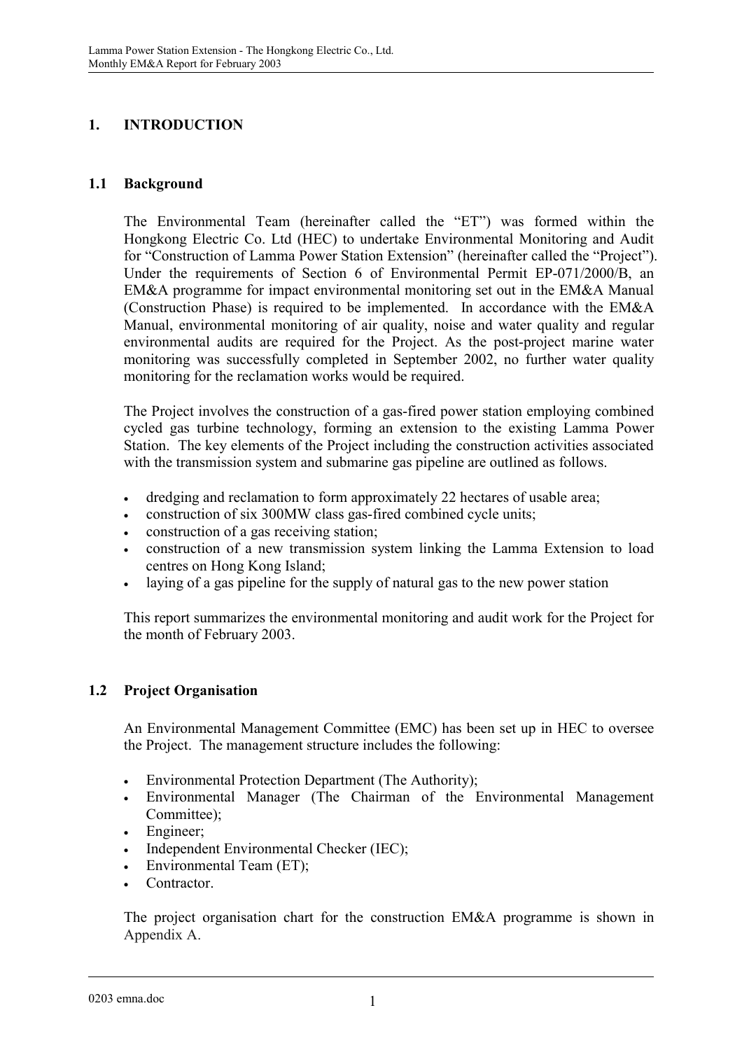# 1. INTRODUCTION

## 1.1 Background

The Environmental Team (hereinafter called the "ET") was formed within the Hongkong Electric Co. Ltd (HEC) to undertake Environmental Monitoring and Audit for "Construction of Lamma Power Station Extension" (hereinafter called the "Project"). Under the requirements of Section 6 of Environmental Permit EP-071/2000/B, an EM&A programme for impact environmental monitoring set out in the EM&A Manual (Construction Phase) is required to be implemented. In accordance with the EM&A Manual, environmental monitoring of air quality, noise and water quality and regular environmental audits are required for the Project. As the post-project marine water monitoring was successfully completed in September 2002, no further water quality monitoring for the reclamation works would be required.

The Project involves the construction of a gas-fired power station employing combined cycled gas turbine technology, forming an extension to the existing Lamma Power Station. The key elements of the Project including the construction activities associated with the transmission system and submarine gas pipeline are outlined as follows.

- dredging and reclamation to form approximately 22 hectares of usable area;
- construction of six 300MW class gas-fired combined cycle units;
- construction of a gas receiving station;
- construction of a new transmission system linking the Lamma Extension to load centres on Hong Kong Island;
- laying of a gas pipeline for the supply of natural gas to the new power station

This report summarizes the environmental monitoring and audit work for the Project for the month of February 2003.

## 1.2 Project Organisation

An Environmental Management Committee (EMC) has been set up in HEC to oversee the Project. The management structure includes the following:

- Environmental Protection Department (The Authority);
- Environmental Manager (The Chairman of the Environmental Management Committee);
- Engineer;
- Independent Environmental Checker (IEC);
- Environmental Team (ET);
- Contractor.

The project organisation chart for the construction EM&A programme is shown in Appendix A.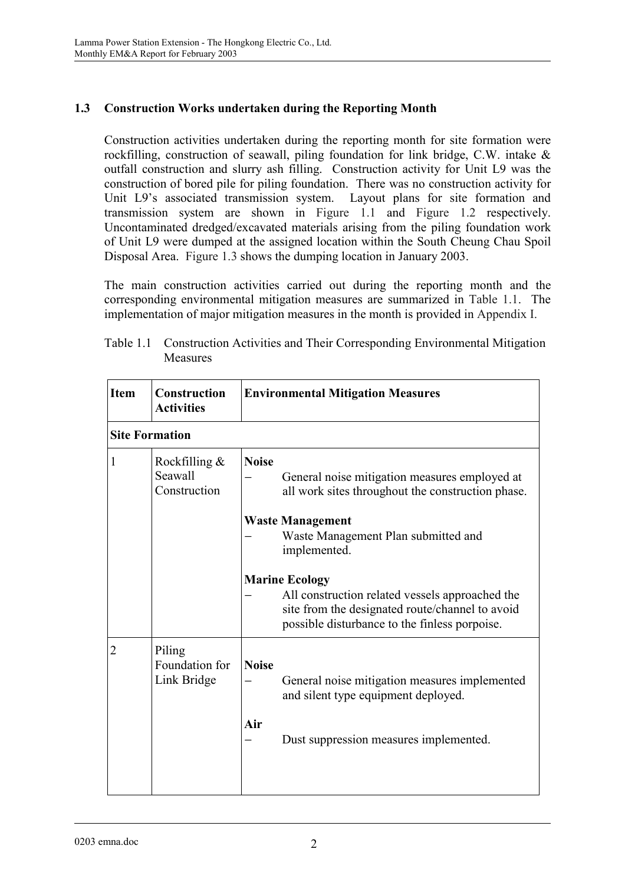### 1.3 Construction Works undertaken during the Reporting Month

Construction activities undertaken during the reporting month for site formation were rockfilling, construction of seawall, piling foundation for link bridge, C.W. intake & outfall construction and slurry ash filling. Construction activity for Unit L9 was the construction of bored pile for piling foundation. There was no construction activity for Unit L9's associated transmission system. Layout plans for site formation and transmission system are shown in Figure 1.1 and Figure 1.2 respectively. Uncontaminated dredged/excavated materials arising from the piling foundation work of Unit L9 were dumped at the assigned location within the South Cheung Chau Spoil Disposal Area. Figure 1.3 shows the dumping location in January 2003.

The main construction activities carried out during the reporting month and the corresponding environmental mitigation measures are summarized in Table 1.1. The implementation of major mitigation measures in the month is provided in Appendix I.

Table 1.1 Construction Activities and Their Corresponding Environmental Mitigation Measures

| Item | Construction Activities | Environmental Mitigation Measures |
|---|---|---|
| **Site Formation** | | |
| 1 | Rockfilling & Seawall Construction | **Noise**<br>– General noise mitigation measures employed at all work sites throughout the construction phase.<br><br>**Waste Management**<br>– Waste Management Plan submitted and implemented.<br><br>**Marine Ecology**<br>– All construction related vessels approached the site from the designated route/channel to avoid possible disturbance to the finless porpoise. |
| 2 | Piling Foundation for Link Bridge | **Noise**<br>– General noise mitigation measures implemented and silent type equipment deployed.<br><br>**Air**<br>– Dust suppression measures implemented. |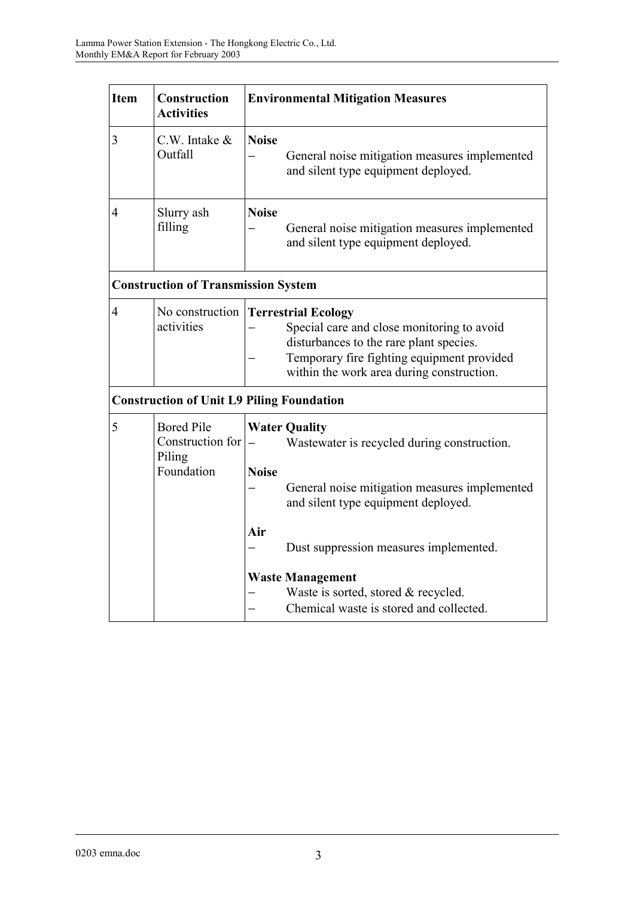| Item | Construction Activities | Environmental Mitigation Measures |
|---|---|---|
| 3 | C.W. Intake & Outfall | **Noise**<br>– General noise mitigation measures implemented and silent type equipment deployed. |
| 4 | Slurry ash filling | **Noise**<br>– General noise mitigation measures implemented and silent type equipment deployed. |
| **Construction of Transmission System** | | |
| 4 | No construction activities | **Terrestrial Ecology**<br>– Special care and close monitoring to avoid disturbances to the rare plant species.<br>– Temporary fire fighting equipment provided within the work area during construction. |
| **Construction of Unit L9 Piling Foundation** | | |
| 5 | Bored Pile Construction for Piling Foundation | **Water Quality**<br>– Wastewater is recycled during construction.<br><br>**Noise**<br>– General noise mitigation measures implemented and silent type equipment deployed.<br><br>**Air**<br>– Dust suppression measures implemented.<br><br>**Waste Management**<br>– Waste is sorted, stored & recycled.<br>– Chemical waste is stored and collected. |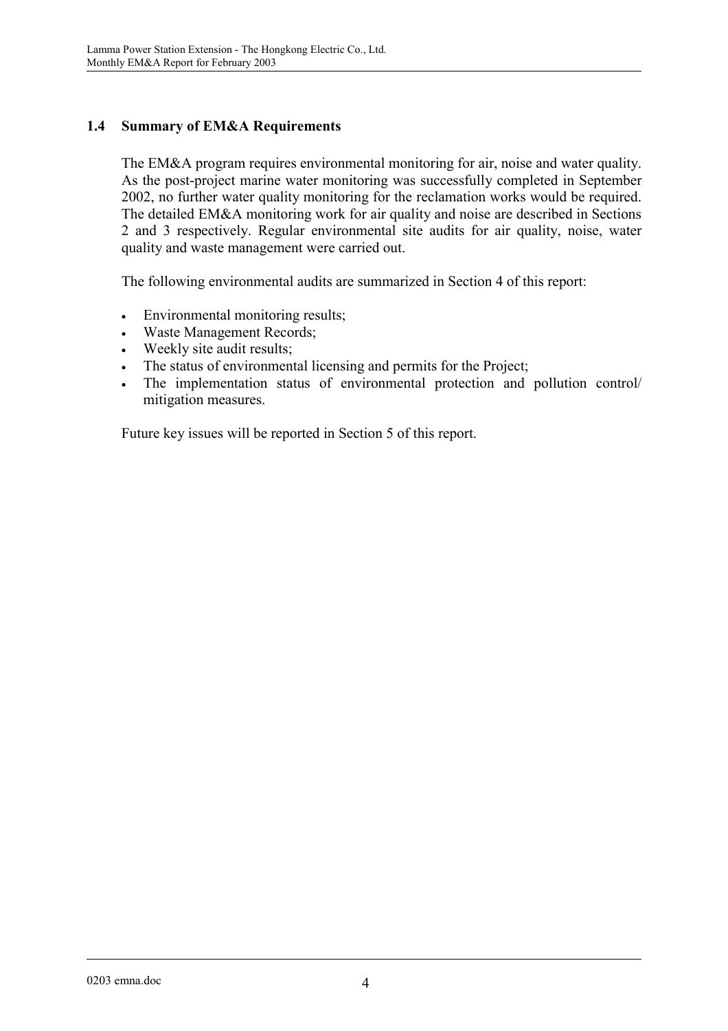## 1.4 Summary of EM&A Requirements

The EM&A program requires environmental monitoring for air, noise and water quality. As the post-project marine water monitoring was successfully completed in September 2002, no further water quality monitoring for the reclamation works would be required. The detailed EM&A monitoring work for air quality and noise are described in Sections 2 and 3 respectively. Regular environmental site audits for air quality, noise, water quality and waste management were carried out.

The following environmental audits are summarized in Section 4 of this report:

- Environmental monitoring results;
- Waste Management Records;
- Weekly site audit results;
- The status of environmental licensing and permits for the Project;
- The implementation status of environmental protection and pollution control/ mitigation measures.

Future key issues will be reported in Section 5 of this report.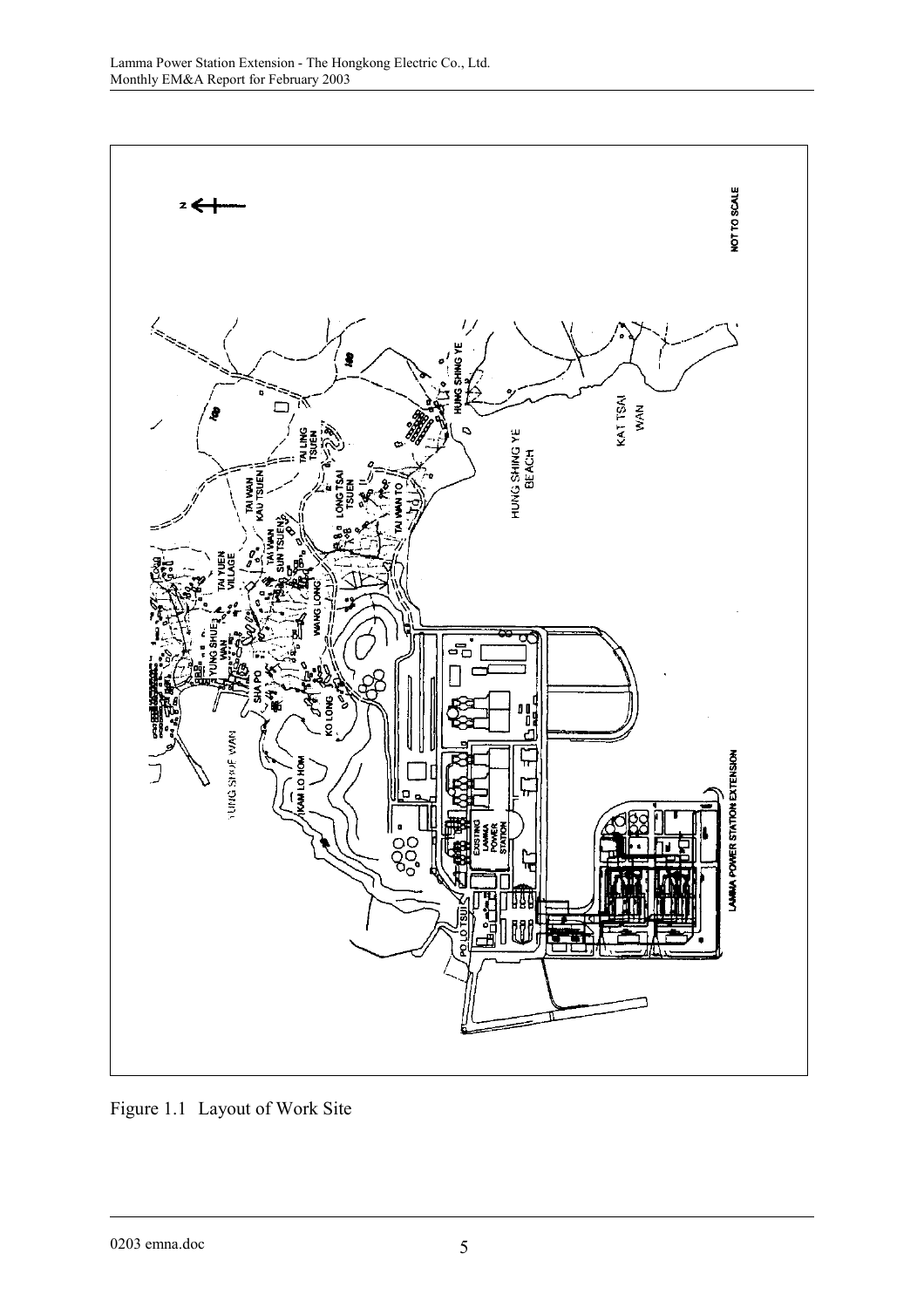Figure 1.1 Layout of Work Site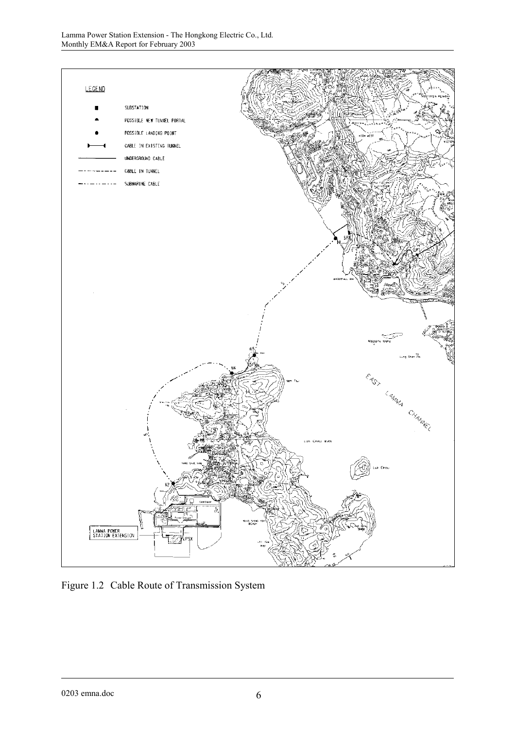LEGEND

- SUBSTATION
- POSSIBLE NEW TUNNEL PORTAL
- POSSIBLE LANDING POINT
- CABLE IN EXISTING TUNNEL
- UNDERGROUND CABLE
- CABLE IN TUNNEL
- SUBMARINE CABLE

Figure 1.2 Cable Route of Transmission System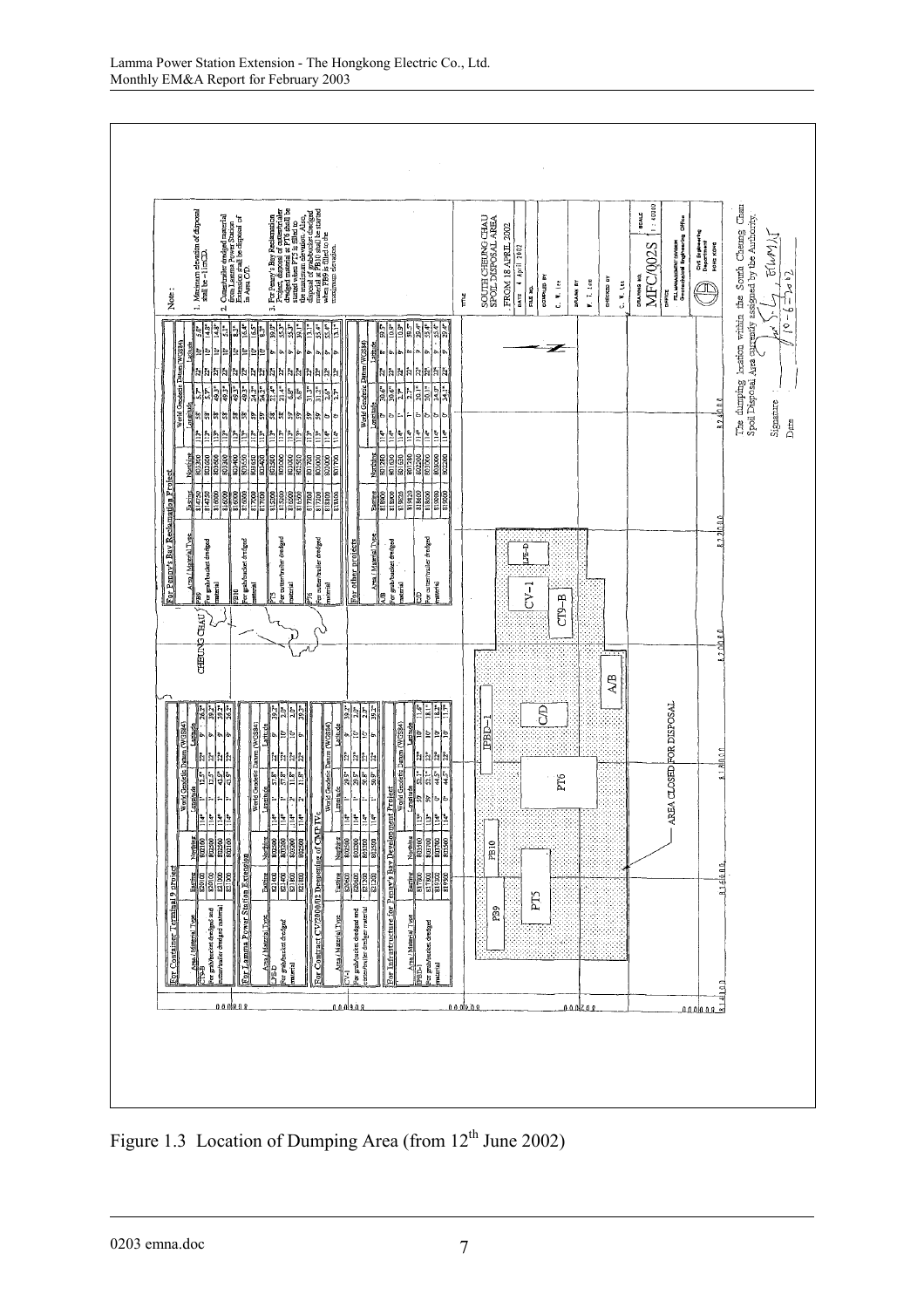Figure 1.3 Location of Dumping Area (from 12th June 2002)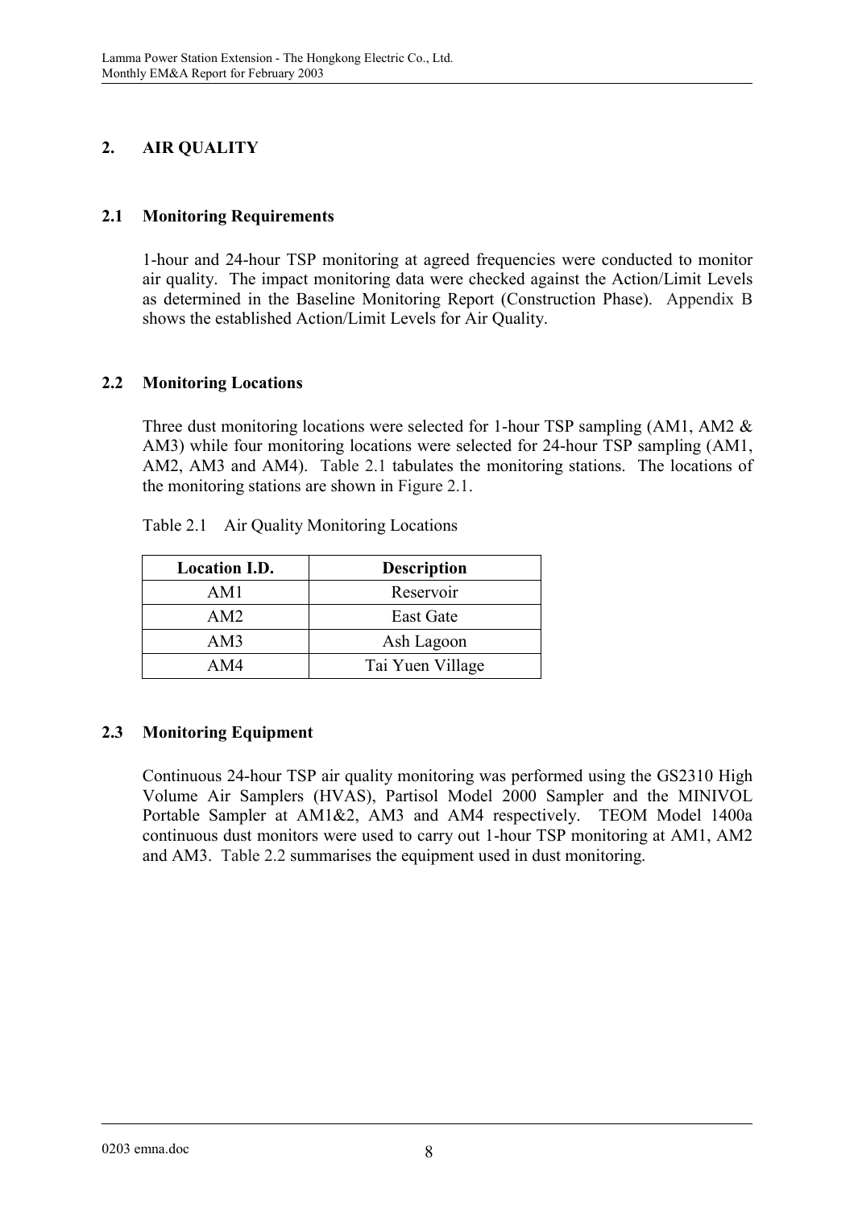## 2. AIR QUALITY

### 2.1 Monitoring Requirements

1-hour and 24-hour TSP monitoring at agreed frequencies were conducted to monitor air quality. The impact monitoring data were checked against the Action/Limit Levels as determined in the Baseline Monitoring Report (Construction Phase). Appendix B shows the established Action/Limit Levels for Air Quality.

### 2.2 Monitoring Locations

Three dust monitoring locations were selected for 1-hour TSP sampling (AM1, AM2 & AM3) while four monitoring locations were selected for 24-hour TSP sampling (AM1, AM2, AM3 and AM4). Table 2.1 tabulates the monitoring stations. The locations of the monitoring stations are shown in Figure 2.1.

Table 2.1 Air Quality Monitoring Locations

| Location I.D. | Description |
|---|---|
| AM1 | Reservoir |
| AM2 | East Gate |
| AM3 | Ash Lagoon |
| AM4 | Tai Yuen Village |

### 2.3 Monitoring Equipment

Continuous 24-hour TSP air quality monitoring was performed using the GS2310 High Volume Air Samplers (HVAS), Partisol Model 2000 Sampler and the MINIVOL Portable Sampler at AM1&2, AM3 and AM4 respectively. TEOM Model 1400a continuous dust monitors were used to carry out 1-hour TSP monitoring at AM1, AM2 and AM3. Table 2.2 summarises the equipment used in dust monitoring.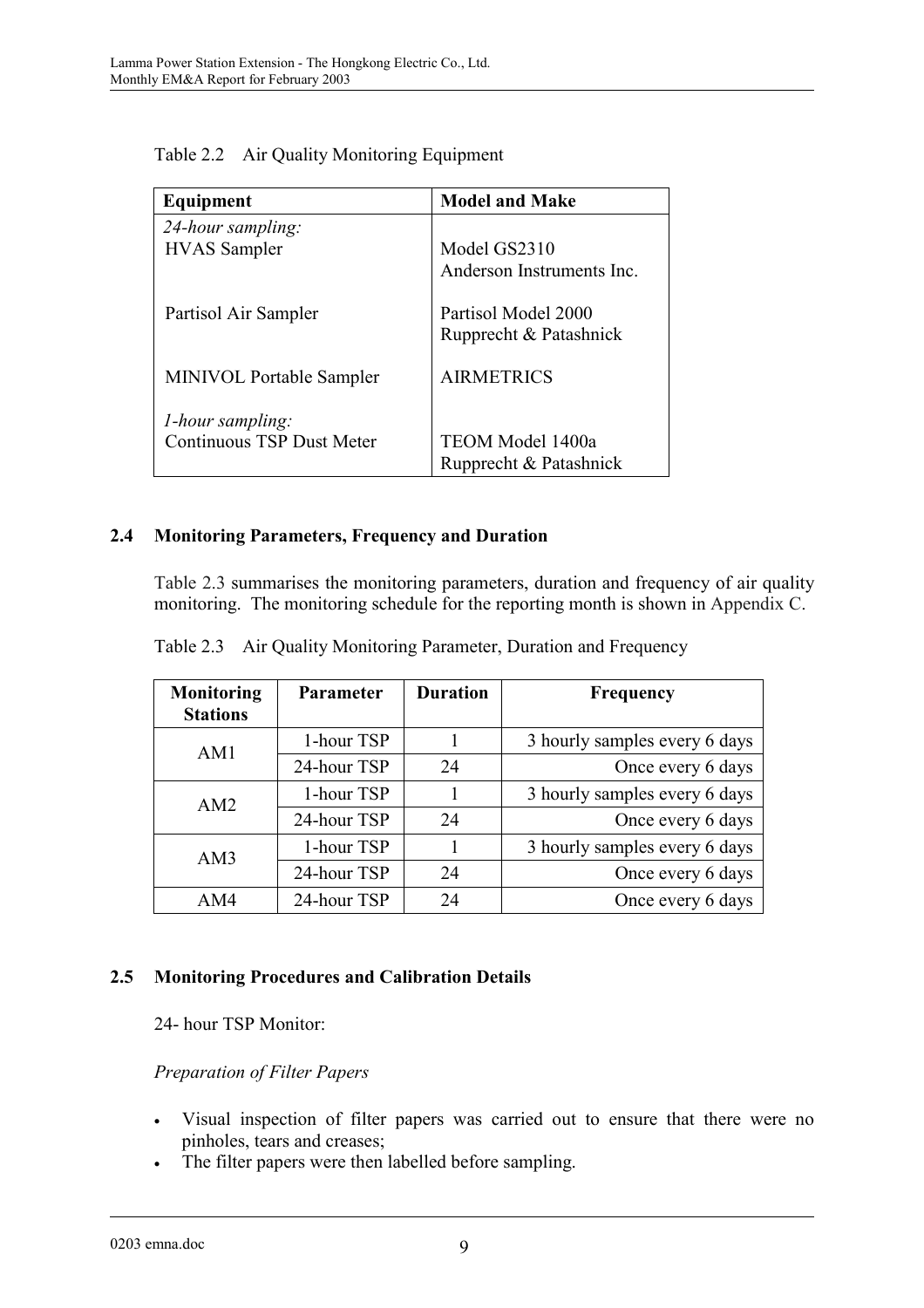Table 2.2 Air Quality Monitoring Equipment

| Equipment | Model and Make |
| --- | --- |
| *24-hour sampling:* | |
| HVAS Sampler | Model GS2310<br>Anderson Instruments Inc. |
| Partisol Air Sampler | Partisol Model 2000<br>Rupprecht & Patashnick |
| MINIVOL Portable Sampler | AIRMETRICS |
| *1-hour sampling:* | |
| Continuous TSP Dust Meter | TEOM Model 1400a<br>Rupprecht & Patashnick |

## 2.4 Monitoring Parameters, Frequency and Duration

Table 2.3 summarises the monitoring parameters, duration and frequency of air quality monitoring. The monitoring schedule for the reporting month is shown in Appendix C.

Table 2.3 Air Quality Monitoring Parameter, Duration and Frequency

| Monitoring Stations | Parameter | Duration | Frequency |
| --- | --- | --- | --- |
| AM1 | 1-hour TSP | 1 | 3 hourly samples every 6 days |
| | 24-hour TSP | 24 | Once every 6 days |
| AM2 | 1-hour TSP | 1 | 3 hourly samples every 6 days |
| | 24-hour TSP | 24 | Once every 6 days |
| AM3 | 1-hour TSP | 1 | 3 hourly samples every 6 days |
| | 24-hour TSP | 24 | Once every 6 days |
| AM4 | 24-hour TSP | 24 | Once every 6 days |

## 2.5 Monitoring Procedures and Calibration Details

24- hour TSP Monitor:

*Preparation of Filter Papers*

- Visual inspection of filter papers was carried out to ensure that there were no pinholes, tears and creases;
- The filter papers were then labelled before sampling.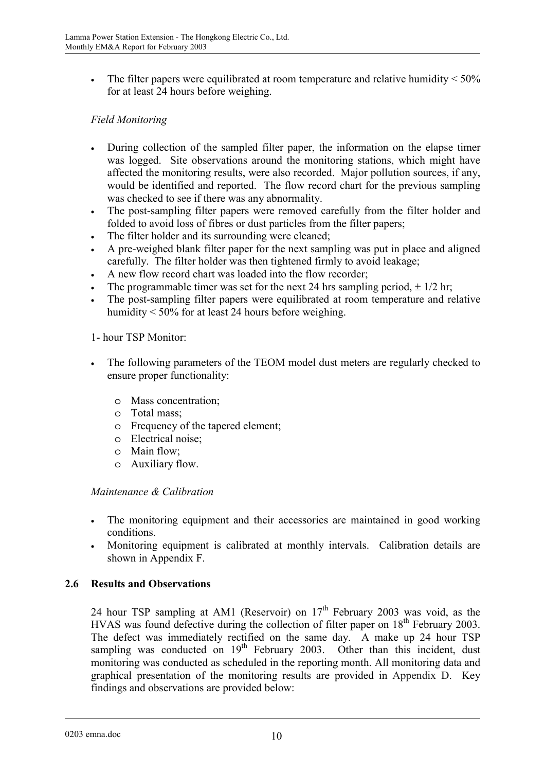- The filter papers were equilibrated at room temperature and relative humidity < 50% for at least 24 hours before weighing.

*Field Monitoring*

- During collection of the sampled filter paper, the information on the elapse timer was logged. Site observations around the monitoring stations, which might have affected the monitoring results, were also recorded. Major pollution sources, if any, would be identified and reported. The flow record chart for the previous sampling was checked to see if there was any abnormality.
- The post-sampling filter papers were removed carefully from the filter holder and folded to avoid loss of fibres or dust particles from the filter papers;
- The filter holder and its surrounding were cleaned;
- A pre-weighed blank filter paper for the next sampling was put in place and aligned carefully. The filter holder was then tightened firmly to avoid leakage;
- A new flow record chart was loaded into the flow recorder;
- The programmable timer was set for the next 24 hrs sampling period, ± 1/2 hr;
- The post-sampling filter papers were equilibrated at room temperature and relative humidity < 50% for at least 24 hours before weighing.

1- hour TSP Monitor:

- The following parameters of the TEOM model dust meters are regularly checked to ensure proper functionality:
  - Mass concentration;
  - Total mass;
  - Frequency of the tapered element;
  - Electrical noise;
  - Main flow;
  - Auxiliary flow.

*Maintenance & Calibration*

- The monitoring equipment and their accessories are maintained in good working conditions.
- Monitoring equipment is calibrated at monthly intervals. Calibration details are shown in Appendix F.

## 2.6 Results and Observations

24 hour TSP sampling at AM1 (Reservoir) on 17th February 2003 was void, as the HVAS was found defective during the collection of filter paper on 18th February 2003. The defect was immediately rectified on the same day. A make up 24 hour TSP sampling was conducted on 19th February 2003. Other than this incident, dust monitoring was conducted as scheduled in the reporting month. All monitoring data and graphical presentation of the monitoring results are provided in Appendix D. Key findings and observations are provided below: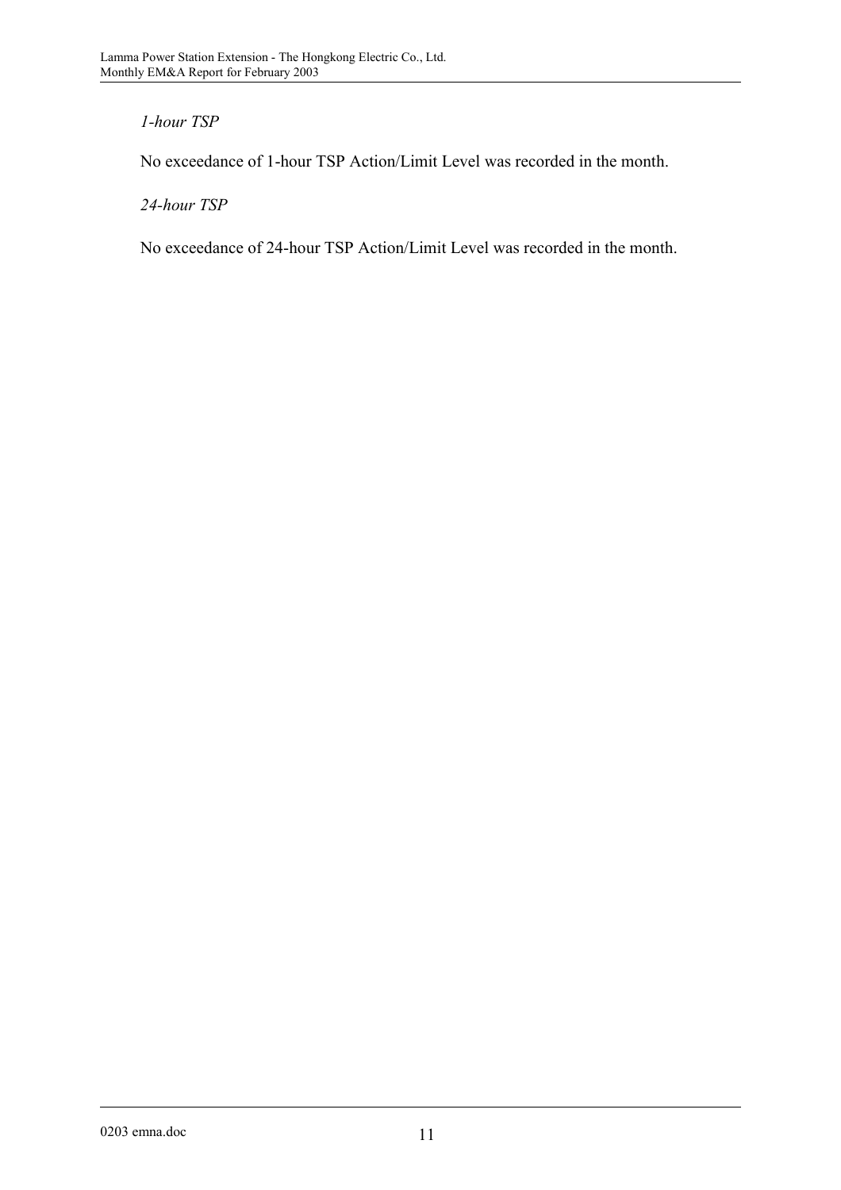*1-hour TSP*

No exceedance of 1-hour TSP Action/Limit Level was recorded in the month.

*24-hour TSP*

No exceedance of 24-hour TSP Action/Limit Level was recorded in the month.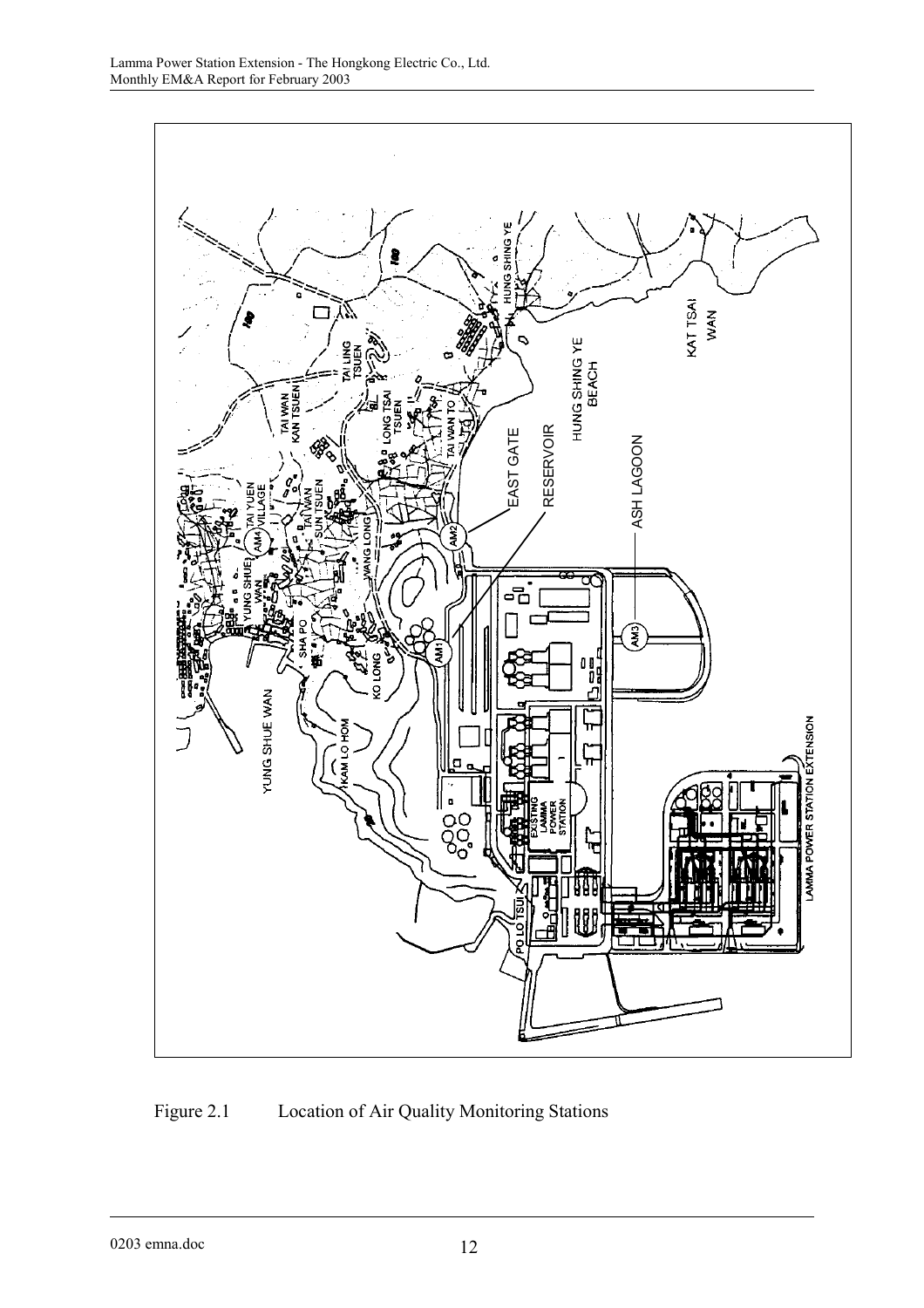Figure 2.1 Location of Air Quality Monitoring Stations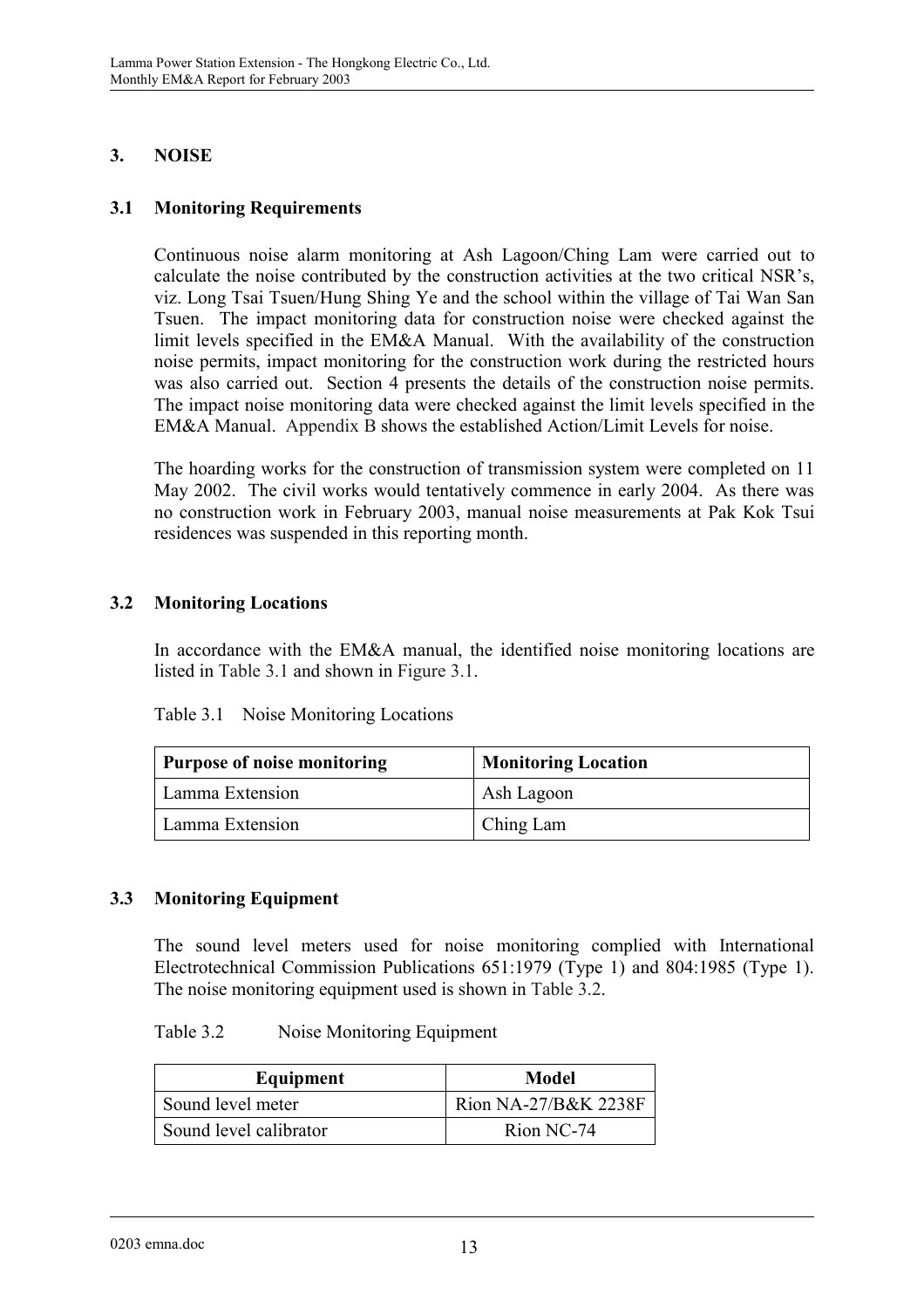## 3. NOISE

### 3.1 Monitoring Requirements

Continuous noise alarm monitoring at Ash Lagoon/Ching Lam were carried out to calculate the noise contributed by the construction activities at the two critical NSR's, viz. Long Tsai Tsuen/Hung Shing Ye and the school within the village of Tai Wan San Tsuen. The impact monitoring data for construction noise were checked against the limit levels specified in the EM&A Manual. With the availability of the construction noise permits, impact monitoring for the construction work during the restricted hours was also carried out. Section 4 presents the details of the construction noise permits. The impact noise monitoring data were checked against the limit levels specified in the EM&A Manual. Appendix B shows the established Action/Limit Levels for noise.

The hoarding works for the construction of transmission system were completed on 11 May 2002. The civil works would tentatively commence in early 2004. As there was no construction work in February 2003, manual noise measurements at Pak Kok Tsui residences was suspended in this reporting month.

### 3.2 Monitoring Locations

In accordance with the EM&A manual, the identified noise monitoring locations are listed in Table 3.1 and shown in Figure 3.1.

Table 3.1 Noise Monitoring Locations

| Purpose of noise monitoring | Monitoring Location |
| --- | --- |
| Lamma Extension | Ash Lagoon |
| Lamma Extension | Ching Lam |

### 3.3 Monitoring Equipment

The sound level meters used for noise monitoring complied with International Electrotechnical Commission Publications 651:1979 (Type 1) and 804:1985 (Type 1). The noise monitoring equipment used is shown in Table 3.2.

Table 3.2 Noise Monitoring Equipment

| Equipment | Model |
| --- | --- |
| Sound level meter | Rion NA-27/B&K 2238F |
| Sound level calibrator | Rion NC-74 |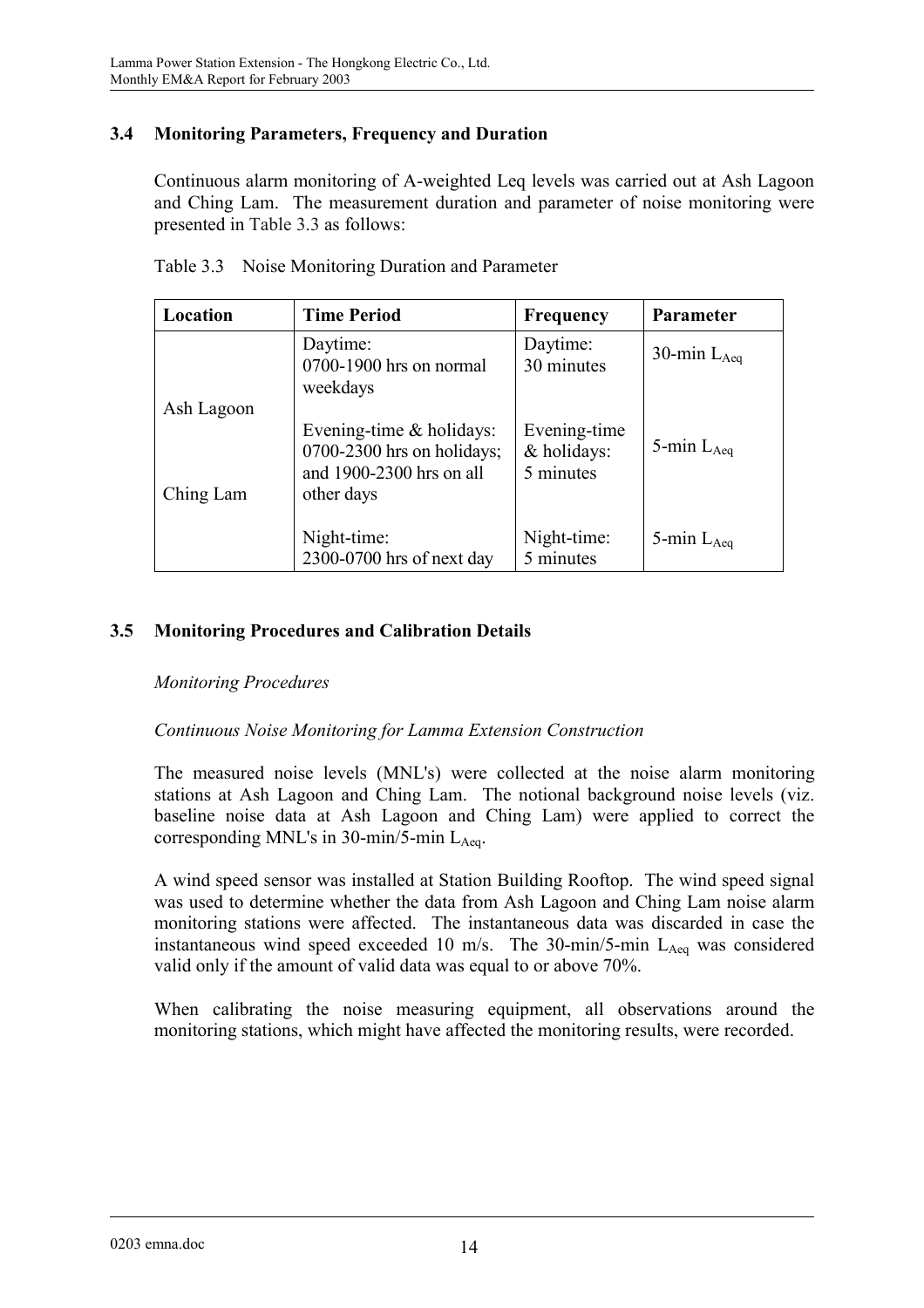### 3.4 Monitoring Parameters, Frequency and Duration

Continuous alarm monitoring of A-weighted Leq levels was carried out at Ash Lagoon and Ching Lam. The measurement duration and parameter of noise monitoring were presented in Table 3.3 as follows:

Table 3.3 Noise Monitoring Duration and Parameter

| Location | Time Period | Frequency | Parameter |
|---|---|---|---|
| Ash Lagoon<br><br>Ching Lam | Daytime:<br>0700-1900 hrs on normal weekdays | Daytime:<br>30 minutes | 30-min $L_{Aeq}$ |
| | Evening-time & holidays:<br>0700-2300 hrs on holidays; and 1900-2300 hrs on all other days | Evening-time & holidays:<br>5 minutes | 5-min $L_{Aeq}$ |
| | Night-time:<br>2300-0700 hrs of next day | Night-time:<br>5 minutes | 5-min $L_{Aeq}$ |

### 3.5 Monitoring Procedures and Calibration Details

*Monitoring Procedures*

*Continuous Noise Monitoring for Lamma Extension Construction*

The measured noise levels (MNL's) were collected at the noise alarm monitoring stations at Ash Lagoon and Ching Lam. The notional background noise levels (viz. baseline noise data at Ash Lagoon and Ching Lam) were applied to correct the corresponding MNL's in 30-min/5-min $L_{Aeq}$.

A wind speed sensor was installed at Station Building Rooftop. The wind speed signal was used to determine whether the data from Ash Lagoon and Ching Lam noise alarm monitoring stations were affected. The instantaneous data was discarded in case the instantaneous wind speed exceeded 10 m/s. The 30-min/5-min $L_{Aeq}$ was considered valid only if the amount of valid data was equal to or above 70%.

When calibrating the noise measuring equipment, all observations around the monitoring stations, which might have affected the monitoring results, were recorded.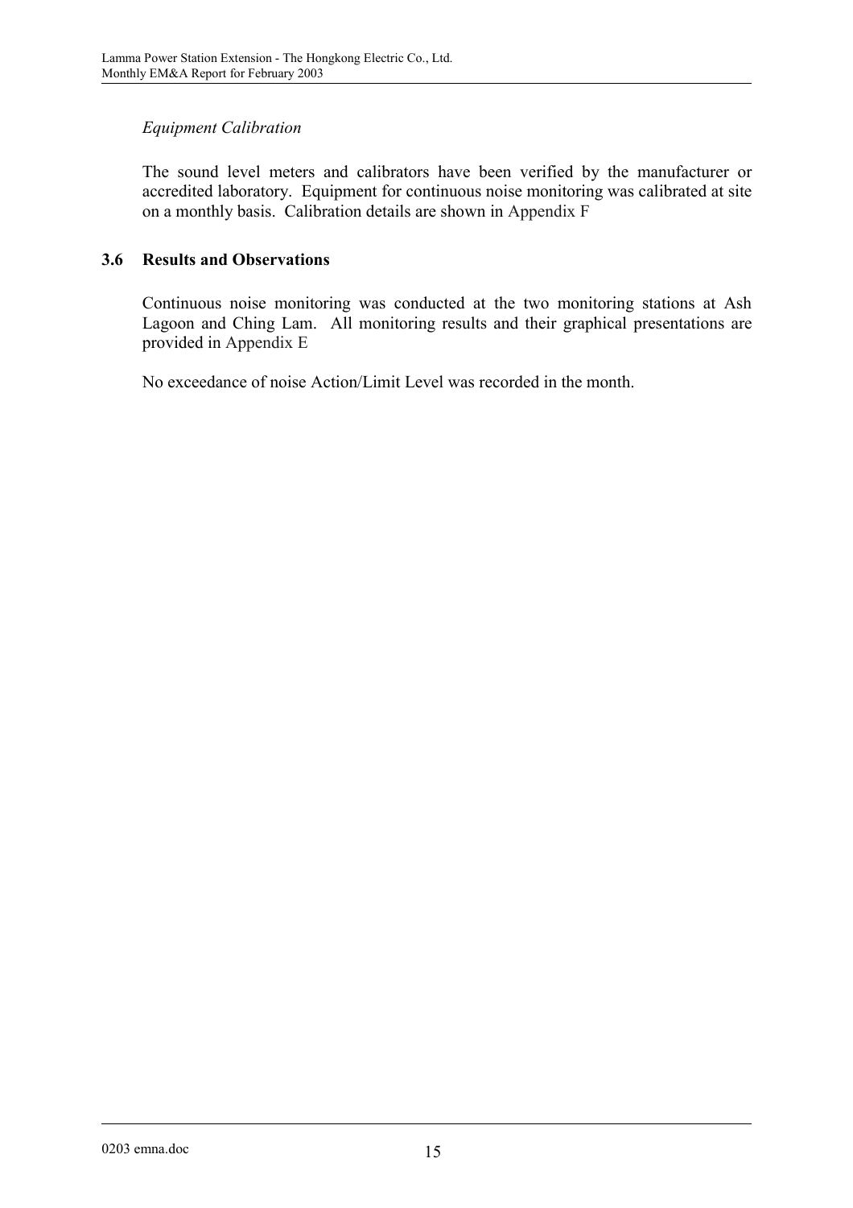*Equipment Calibration*

The sound level meters and calibrators have been verified by the manufacturer or accredited laboratory. Equipment for continuous noise monitoring was calibrated at site on a monthly basis. Calibration details are shown in Appendix F

### 3.6 Results and Observations

Continuous noise monitoring was conducted at the two monitoring stations at Ash Lagoon and Ching Lam. All monitoring results and their graphical presentations are provided in Appendix E

No exceedance of noise Action/Limit Level was recorded in the month.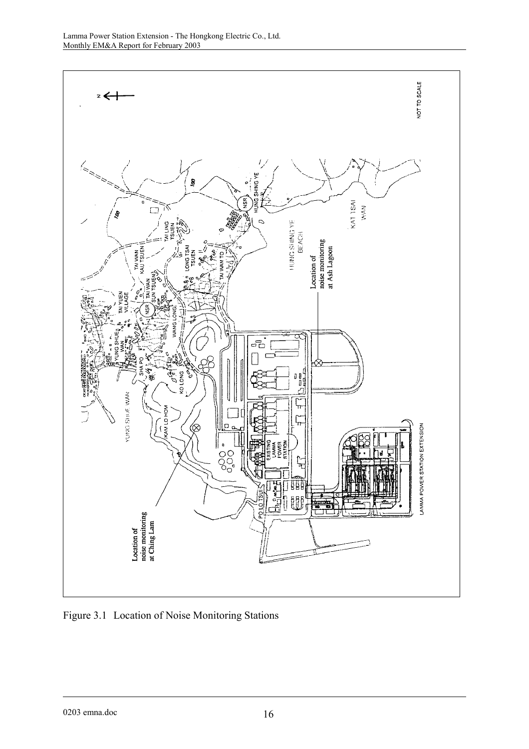Figure 3.1 Location of Noise Monitoring Stations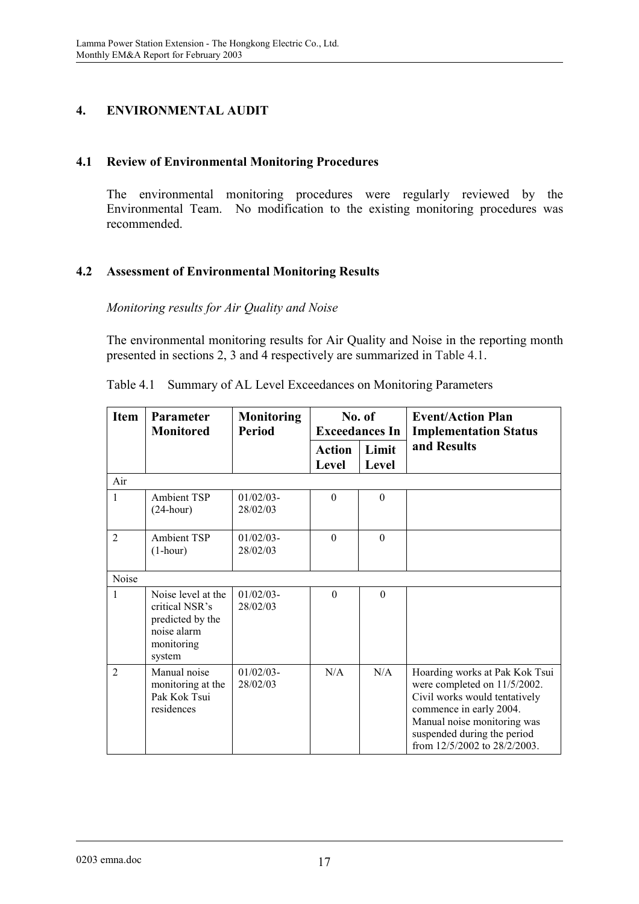## 4. ENVIRONMENTAL AUDIT

### 4.1 Review of Environmental Monitoring Procedures

The environmental monitoring procedures were regularly reviewed by the Environmental Team. No modification to the existing monitoring procedures was recommended.

### 4.2 Assessment of Environmental Monitoring Results

*Monitoring results for Air Quality and Noise*

The environmental monitoring results for Air Quality and Noise in the reporting month presented in sections 2, 3 and 4 respectively are summarized in Table 4.1.

Table 4.1 Summary of AL Level Exceedances on Monitoring Parameters

| Item | Parameter Monitored | Monitoring Period | No. of Exceedances In | | Event/Action Plan Implementation Status and Results |
|---|---|---|---|---|---|
| | | | Action Level | Limit Level | |
| Air | | | | | |
| 1 | Ambient TSP (24-hour) | 01/02/03-28/02/03 | 0 | 0 | |
| 2 | Ambient TSP (1-hour) | 01/02/03-28/02/03 | 0 | 0 | |
| Noise | | | | | |
| 1 | Noise level at the critical NSR's predicted by the noise alarm monitoring system | 01/02/03-28/02/03 | 0 | 0 | |
| 2 | Manual noise monitoring at the Pak Kok Tsui residences | 01/02/03-28/02/03 | N/A | N/A | Hoarding works at Pak Kok Tsui were completed on 11/5/2002. Civil works would tentatively commence in early 2004. Manual noise monitoring was suspended during the period from 12/5/2002 to 28/2/2003. |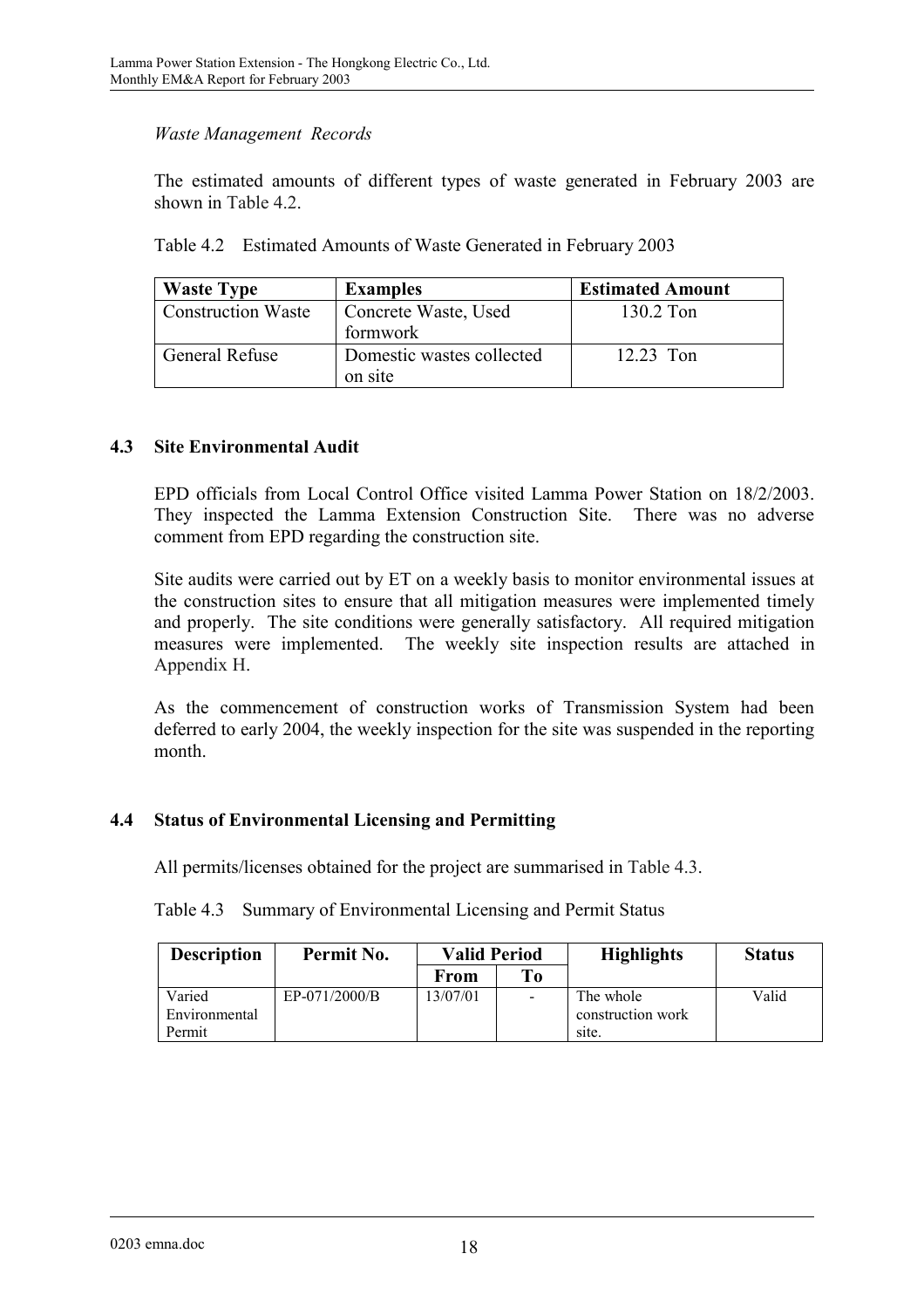*Waste Management Records*

The estimated amounts of different types of waste generated in February 2003 are shown in Table 4.2.

Table 4.2 Estimated Amounts of Waste Generated in February 2003

| Waste Type | Examples | Estimated Amount |
|---|---|---|
| Construction Waste | Concrete Waste, Used formwork | 130.2 Ton |
| General Refuse | Domestic wastes collected on site | 12.23 Ton |

## 4.3 Site Environmental Audit

EPD officials from Local Control Office visited Lamma Power Station on 18/2/2003. They inspected the Lamma Extension Construction Site. There was no adverse comment from EPD regarding the construction site.

Site audits were carried out by ET on a weekly basis to monitor environmental issues at the construction sites to ensure that all mitigation measures were implemented timely and properly. The site conditions were generally satisfactory. All required mitigation measures were implemented. The weekly site inspection results are attached in Appendix H.

As the commencement of construction works of Transmission System had been deferred to early 2004, the weekly inspection for the site was suspended in the reporting month.

## 4.4 Status of Environmental Licensing and Permitting

All permits/licenses obtained for the project are summarised in Table 4.3.

Table 4.3 Summary of Environmental Licensing and Permit Status

| Description | Permit No. | Valid Period | | Highlights | Status |
|---|---|---|---|---|---|
| | | From | To | | |
| Varied Environmental Permit | EP-071/2000/B | 13/07/01 | - | The whole construction work site. | Valid |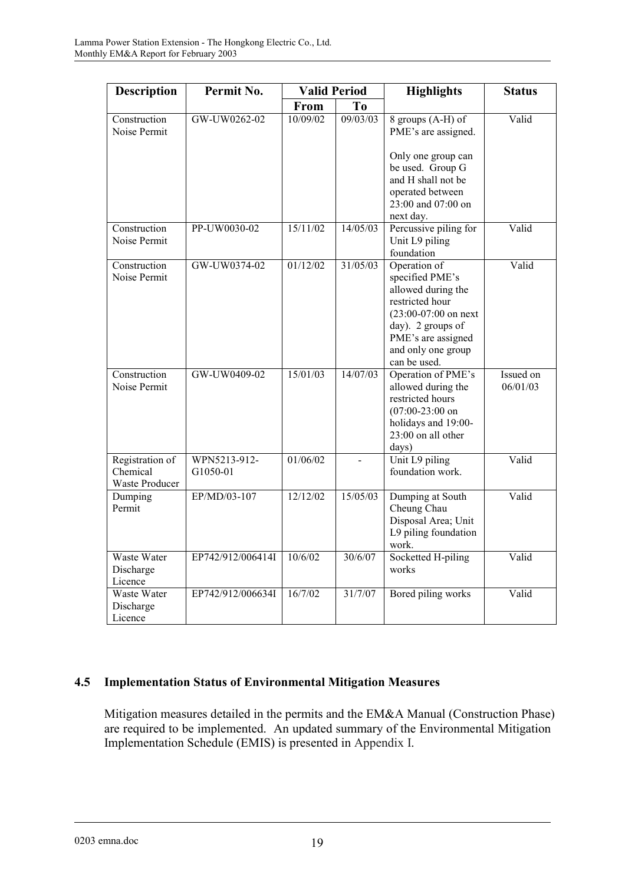| Description | Permit No. | Valid Period | | Highlights | Status |
|---|---|---|---|---|---|
| | | From | To | | |
| Construction Noise Permit | GW-UW0262-02 | 10/09/02 | 09/03/03 | 8 groups (A-H) of PME's are assigned.<br><br>Only one group can be used. Group G and H shall not be operated between 23:00 and 07:00 on next day. | Valid |
| Construction Noise Permit | PP-UW0030-02 | 15/11/02 | 14/05/03 | Percussive piling for Unit L9 piling foundation | Valid |
| Construction Noise Permit | GW-UW0374-02 | 01/12/02 | 31/05/03 | Operation of specified PME's allowed during the restricted hour (23:00-07:00 on next day). 2 groups of PME's are assigned and only one group can be used. | Valid |
| Construction Noise Permit | GW-UW0409-02 | 15/01/03 | 14/07/03 | Operation of PME's allowed during the restricted hours (07:00-23:00 on holidays and 19:00-23:00 on all other days) | Issued on 06/01/03 |
| Registration of Chemical Waste Producer | WPN5213-912-G1050-01 | 01/06/02 | - | Unit L9 piling foundation work. | Valid |
| Dumping Permit | EP/MD/03-107 | 12/12/02 | 15/05/03 | Dumping at South Cheung Chau Disposal Area; Unit L9 piling foundation work. | Valid |
| Waste Water Discharge Licence | EP742/912/006414I | 10/6/02 | 30/6/07 | Socketted H-piling works | Valid |
| Waste Water Discharge Licence | EP742/912/006634I | 16/7/02 | 31/7/07 | Bored piling works | Valid |

### 4.5 Implementation Status of Environmental Mitigation Measures

Mitigation measures detailed in the permits and the EM&A Manual (Construction Phase) are required to be implemented. An updated summary of the Environmental Mitigation Implementation Schedule (EMIS) is presented in Appendix I.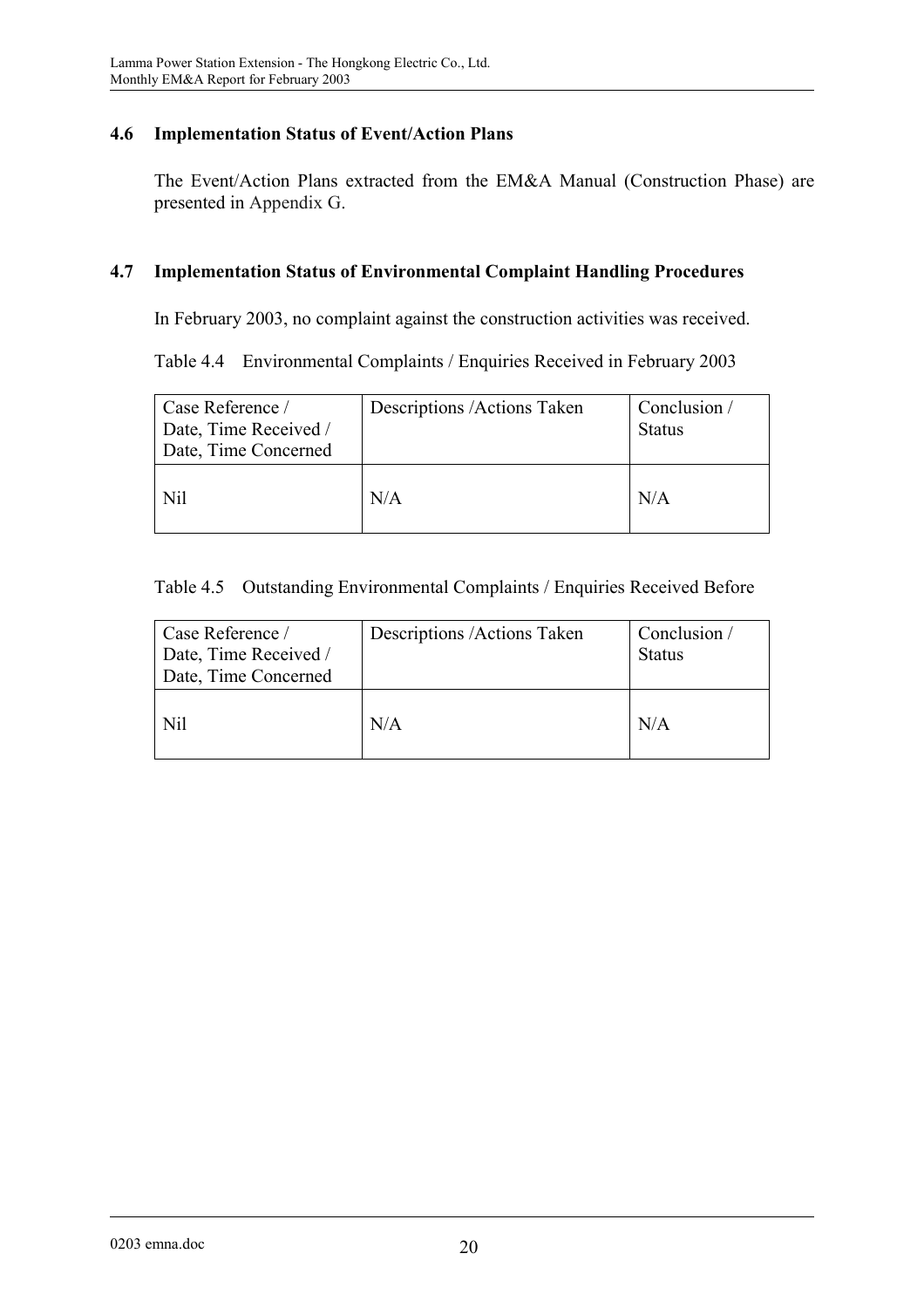### 4.6 Implementation Status of Event/Action Plans

The Event/Action Plans extracted from the EM&A Manual (Construction Phase) are presented in Appendix G.

### 4.7 Implementation Status of Environmental Complaint Handling Procedures

In February 2003, no complaint against the construction activities was received.

Table 4.4 Environmental Complaints / Enquiries Received in February 2003

| Case Reference / Date, Time Received / Date, Time Concerned | Descriptions /Actions Taken | Conclusion / Status |
|---|---|---|
| Nil | N/A | N/A |

Table 4.5 Outstanding Environmental Complaints / Enquiries Received Before

| Case Reference / Date, Time Received / Date, Time Concerned | Descriptions /Actions Taken | Conclusion / Status |
|---|---|---|
| Nil | N/A | N/A |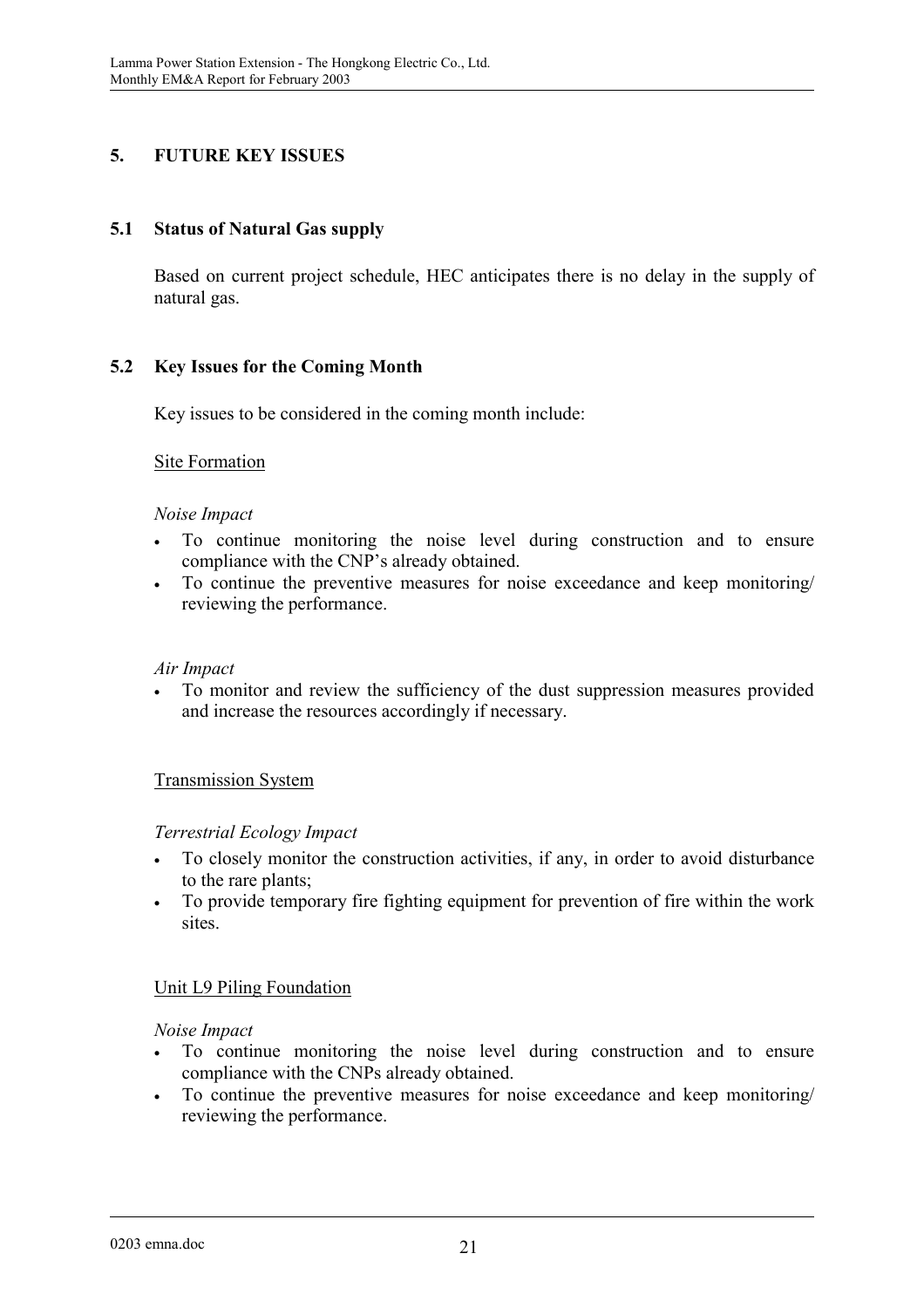## 5. FUTURE KEY ISSUES

### 5.1 Status of Natural Gas supply

Based on current project schedule, HEC anticipates there is no delay in the supply of natural gas.

### 5.2 Key Issues for the Coming Month

Key issues to be considered in the coming month include:

Site Formation

*Noise Impact*

- To continue monitoring the noise level during construction and to ensure compliance with the CNP's already obtained.
- To continue the preventive measures for noise exceedance and keep monitoring/ reviewing the performance.

*Air Impact*

- To monitor and review the sufficiency of the dust suppression measures provided and increase the resources accordingly if necessary.

Transmission System

*Terrestrial Ecology Impact*

- To closely monitor the construction activities, if any, in order to avoid disturbance to the rare plants;
- To provide temporary fire fighting equipment for prevention of fire within the work sites.

Unit L9 Piling Foundation

*Noise Impact*

- To continue monitoring the noise level during construction and to ensure compliance with the CNPs already obtained.
- To continue the preventive measures for noise exceedance and keep monitoring/ reviewing the performance.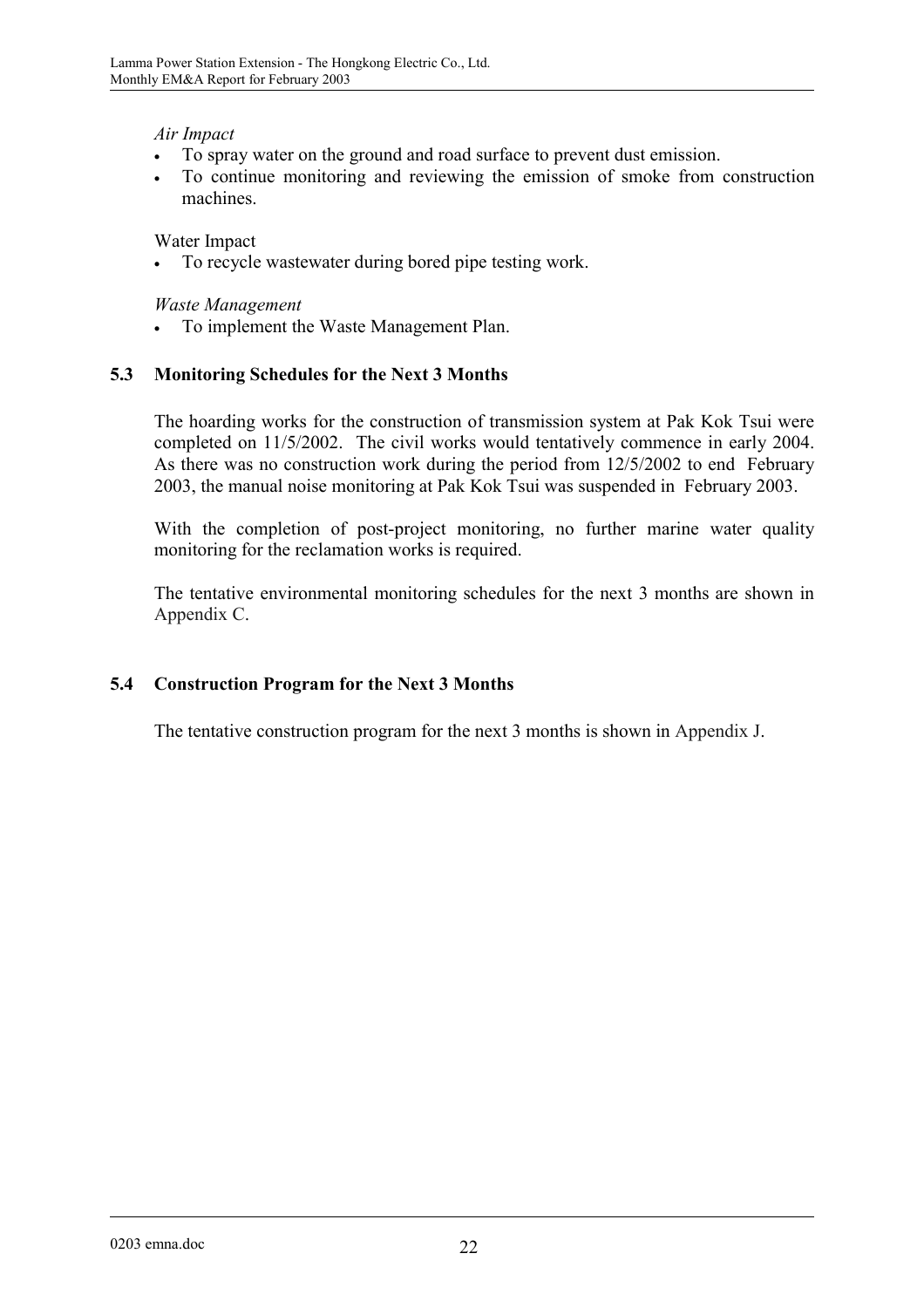*Air Impact*

- To spray water on the ground and road surface to prevent dust emission.
- To continue monitoring and reviewing the emission of smoke from construction machines.

Water Impact

- To recycle wastewater during bored pipe testing work.

*Waste Management*

- To implement the Waste Management Plan.

## 5.3 Monitoring Schedules for the Next 3 Months

The hoarding works for the construction of transmission system at Pak Kok Tsui were completed on 11/5/2002. The civil works would tentatively commence in early 2004. As there was no construction work during the period from 12/5/2002 to end February 2003, the manual noise monitoring at Pak Kok Tsui was suspended in February 2003.

With the completion of post-project monitoring, no further marine water quality monitoring for the reclamation works is required.

The tentative environmental monitoring schedules for the next 3 months are shown in Appendix C.

## 5.4 Construction Program for the Next 3 Months

The tentative construction program for the next 3 months is shown in Appendix J.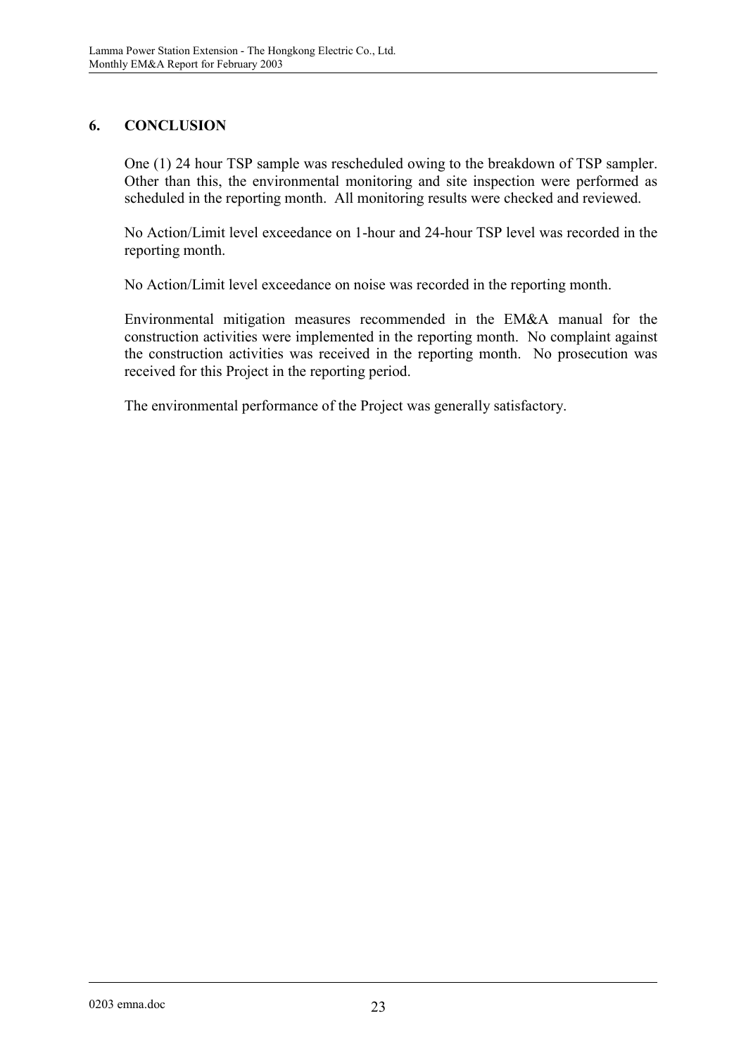## 6. CONCLUSION

One (1) 24 hour TSP sample was rescheduled owing to the breakdown of TSP sampler. Other than this, the environmental monitoring and site inspection were performed as scheduled in the reporting month. All monitoring results were checked and reviewed.

No Action/Limit level exceedance on 1-hour and 24-hour TSP level was recorded in the reporting month.

No Action/Limit level exceedance on noise was recorded in the reporting month.

Environmental mitigation measures recommended in the EM&A manual for the construction activities were implemented in the reporting month. No complaint against the construction activities was received in the reporting month. No prosecution was received for this Project in the reporting period.

The environmental performance of the Project was generally satisfactory.